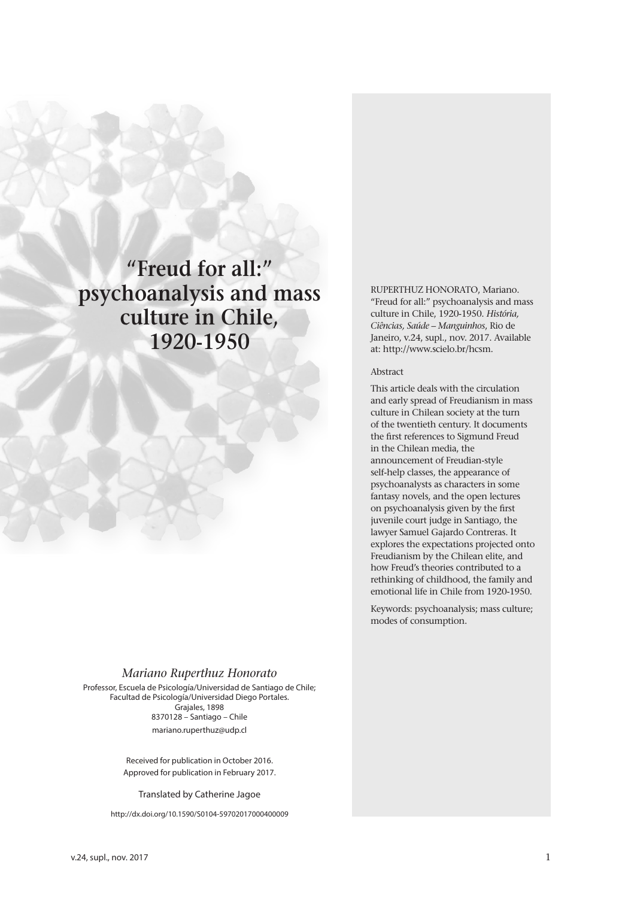# "Freud for all:" psychoanalysis and mass culture in Chile, 1920-1950

RUPERTHUZ HONORATO, Mariano. "Freud for all:" psychoanalysis and mass culture in Chile, 1920-1950. *História, Ciências, Saúde – Manguinhos*, Rio de Janeiro, v.24, supl., nov. 2017. Available at: http://www.scielo.br/hcsm.

Abstract

This article deals with the circulation and early spread of Freudianism in mass culture in Chilean society at the turn of the twentieth century. It documents the first references to Sigmund Freud in the Chilean media, the announcement of Freudian-style self-help classes, the appearance of psychoanalysts as characters in some fantasy novels, and the open lectures on psychoanalysis given by the first juvenile court judge in Santiago, the lawyer Samuel Gajardo Contreras. It explores the expectations projected onto Freudianism by the Chilean elite, and how Freud's theories contributed to a rethinking of childhood, the family and emotional life in Chile from 1920-1950.

Keywords: psychoanalysis; mass culture; modes of consumption.

*Mariano Ruperthuz Honorato*

Professor, Escuela de Psicología/Universidad de Santiago de Chile; Facultad de Psicología/Universidad Diego Portales.
Grajales, 1898
8370128 – Santiago – Chile
mariano.ruperthuz@udp.cl

Received for publication in October 2016.
Approved for publication in February 2017.

Translated by Catherine Jagoe

http://dx.doi.org/10.1590/S0104-59702017000400009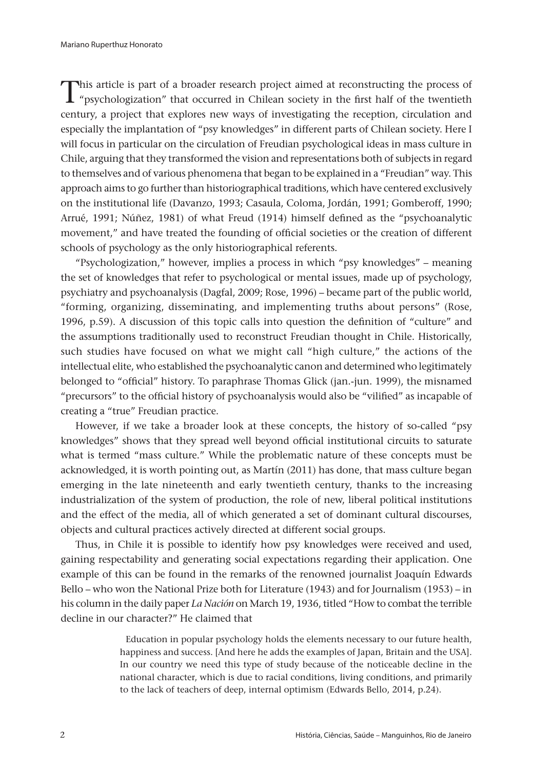This article is part of a broader research project aimed at reconstructing the process of "psychologization" that occurred in Chilean society in the first half of the twentieth century, a project that explores new ways of investigating the reception, circulation and especially the implantation of "psy knowledges" in different parts of Chilean society. Here I will focus in particular on the circulation of Freudian psychological ideas in mass culture in Chile, arguing that they transformed the vision and representations both of subjects in regard to themselves and of various phenomena that began to be explained in a "Freudian" way. This approach aims to go further than historiographical traditions, which have centered exclusively on the institutional life (Davanzo, 1993; Casaula, Coloma, Jordán, 1991; Gomberoff, 1990; Arrué, 1991; Núñez, 1981) of what Freud (1914) himself defined as the "psychoanalytic movement," and have treated the founding of official societies or the creation of different schools of psychology as the only historiographical referents.

"Psychologization," however, implies a process in which "psy knowledges" – meaning the set of knowledges that refer to psychological or mental issues, made up of psychology, psychiatry and psychoanalysis (Dagfal, 2009; Rose, 1996) – became part of the public world, "forming, organizing, disseminating, and implementing truths about persons" (Rose, 1996, p.59). A discussion of this topic calls into question the definition of "culture" and the assumptions traditionally used to reconstruct Freudian thought in Chile. Historically, such studies have focused on what we might call "high culture," the actions of the intellectual elite, who established the psychoanalytic canon and determined who legitimately belonged to "official" history. To paraphrase Thomas Glick (jan.-jun. 1999), the misnamed "precursors" to the official history of psychoanalysis would also be "vilified" as incapable of creating a "true" Freudian practice.

However, if we take a broader look at these concepts, the history of so-called "psy knowledges" shows that they spread well beyond official institutional circuits to saturate what is termed "mass culture." While the problematic nature of these concepts must be acknowledged, it is worth pointing out, as Martín (2011) has done, that mass culture began emerging in the late nineteenth and early twentieth century, thanks to the increasing industrialization of the system of production, the role of new, liberal political institutions and the effect of the media, all of which generated a set of dominant cultural discourses, objects and cultural practices actively directed at different social groups.

Thus, in Chile it is possible to identify how psy knowledges were received and used, gaining respectability and generating social expectations regarding their application. One example of this can be found in the remarks of the renowned journalist Joaquín Edwards Bello – who won the National Prize both for Literature (1943) and for Journalism (1953) – in his column in the daily paper *La Nación* on March 19, 1936, titled "How to combat the terrible decline in our character?" He claimed that

> Education in popular psychology holds the elements necessary to our future health, happiness and success. [And here he adds the examples of Japan, Britain and the USA]. In our country we need this type of study because of the noticeable decline in the national character, which is due to racial conditions, living conditions, and primarily to the lack of teachers of deep, internal optimism (Edwards Bello, 2014, p.24).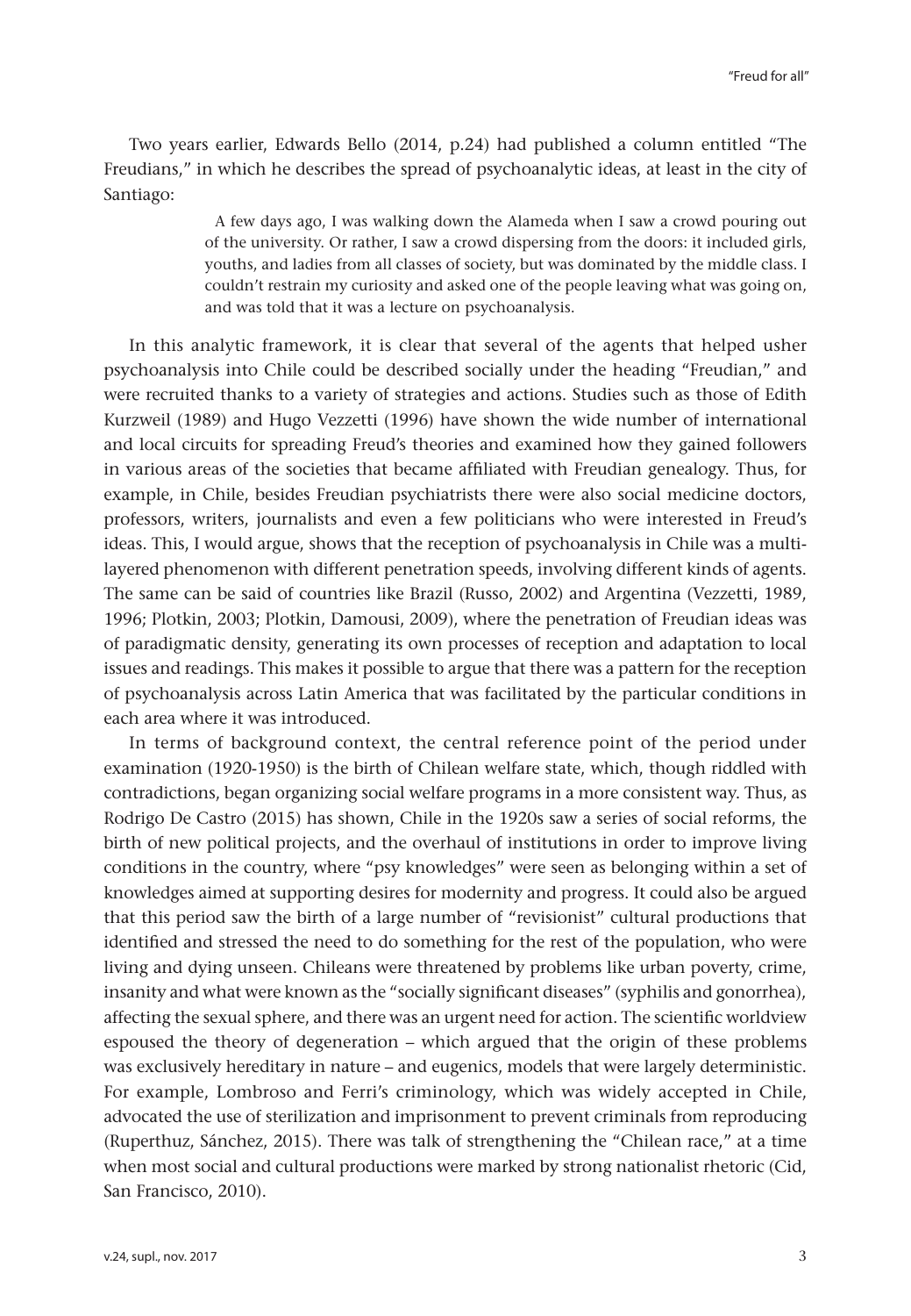Two years earlier, Edwards Bello (2014, p.24) had published a column entitled "The Freudians," in which he describes the spread of psychoanalytic ideas, at least in the city of Santiago:

> A few days ago, I was walking down the Alameda when I saw a crowd pouring out of the university. Or rather, I saw a crowd dispersing from the doors: it included girls, youths, and ladies from all classes of society, but was dominated by the middle class. I couldn't restrain my curiosity and asked one of the people leaving what was going on, and was told that it was a lecture on psychoanalysis.

In this analytic framework, it is clear that several of the agents that helped usher psychoanalysis into Chile could be described socially under the heading "Freudian," and were recruited thanks to a variety of strategies and actions. Studies such as those of Edith Kurzweil (1989) and Hugo Vezzetti (1996) have shown the wide number of international and local circuits for spreading Freud's theories and examined how they gained followers in various areas of the societies that became affiliated with Freudian genealogy. Thus, for example, in Chile, besides Freudian psychiatrists there were also social medicine doctors, professors, writers, journalists and even a few politicians who were interested in Freud's ideas. This, I would argue, shows that the reception of psychoanalysis in Chile was a multi-layered phenomenon with different penetration speeds, involving different kinds of agents. The same can be said of countries like Brazil (Russo, 2002) and Argentina (Vezzetti, 1989, 1996; Plotkin, 2003; Plotkin, Damousi, 2009), where the penetration of Freudian ideas was of paradigmatic density, generating its own processes of reception and adaptation to local issues and readings. This makes it possible to argue that there was a pattern for the reception of psychoanalysis across Latin America that was facilitated by the particular conditions in each area where it was introduced.

In terms of background context, the central reference point of the period under examination (1920-1950) is the birth of Chilean welfare state, which, though riddled with contradictions, began organizing social welfare programs in a more consistent way. Thus, as Rodrigo De Castro (2015) has shown, Chile in the 1920s saw a series of social reforms, the birth of new political projects, and the overhaul of institutions in order to improve living conditions in the country, where "psy knowledges" were seen as belonging within a set of knowledges aimed at supporting desires for modernity and progress. It could also be argued that this period saw the birth of a large number of "revisionist" cultural productions that identified and stressed the need to do something for the rest of the population, who were living and dying unseen. Chileans were threatened by problems like urban poverty, crime, insanity and what were known as the "socially significant diseases" (syphilis and gonorrhea), affecting the sexual sphere, and there was an urgent need for action. The scientific worldview espoused the theory of degeneration – which argued that the origin of these problems was exclusively hereditary in nature – and eugenics, models that were largely deterministic. For example, Lombroso and Ferri's criminology, which was widely accepted in Chile, advocated the use of sterilization and imprisonment to prevent criminals from reproducing (Ruperthuz, Sánchez, 2015). There was talk of strengthening the "Chilean race," at a time when most social and cultural productions were marked by strong nationalist rhetoric (Cid, San Francisco, 2010).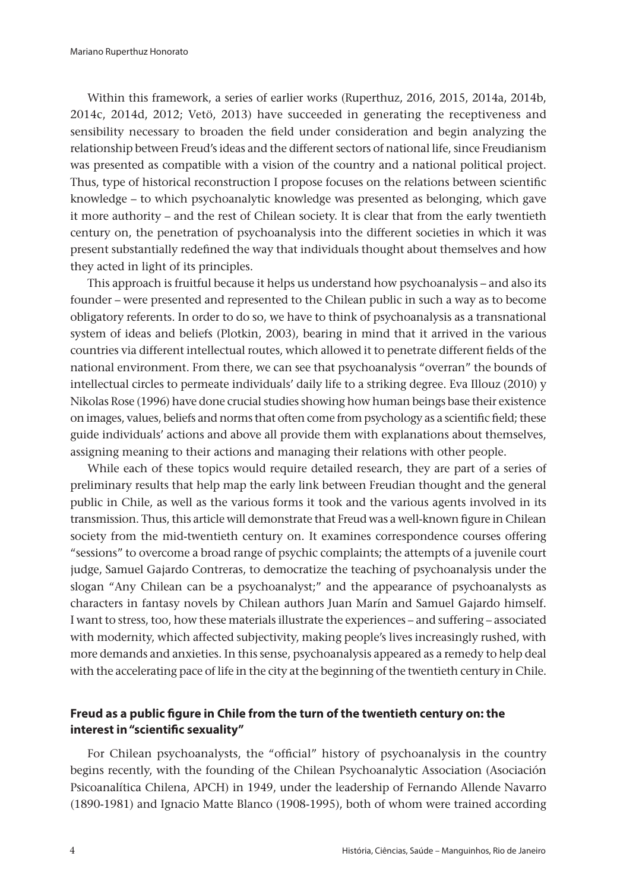Within this framework, a series of earlier works (Ruperthuz, 2016, 2015, 2014a, 2014b, 2014c, 2014d, 2012; Vetö, 2013) have succeeded in generating the receptiveness and sensibility necessary to broaden the field under consideration and begin analyzing the relationship between Freud's ideas and the different sectors of national life, since Freudianism was presented as compatible with a vision of the country and a national political project. Thus, type of historical reconstruction I propose focuses on the relations between scientific knowledge – to which psychoanalytic knowledge was presented as belonging, which gave it more authority – and the rest of Chilean society. It is clear that from the early twentieth century on, the penetration of psychoanalysis into the different societies in which it was present substantially redefined the way that individuals thought about themselves and how they acted in light of its principles.

This approach is fruitful because it helps us understand how psychoanalysis – and also its founder – were presented and represented to the Chilean public in such a way as to become obligatory referents. In order to do so, we have to think of psychoanalysis as a transnational system of ideas and beliefs (Plotkin, 2003), bearing in mind that it arrived in the various countries via different intellectual routes, which allowed it to penetrate different fields of the national environment. From there, we can see that psychoanalysis "overran" the bounds of intellectual circles to permeate individuals' daily life to a striking degree. Eva Illouz (2010) y Nikolas Rose (1996) have done crucial studies showing how human beings base their existence on images, values, beliefs and norms that often come from psychology as a scientific field; these guide individuals' actions and above all provide them with explanations about themselves, assigning meaning to their actions and managing their relations with other people.

While each of these topics would require detailed research, they are part of a series of preliminary results that help map the early link between Freudian thought and the general public in Chile, as well as the various forms it took and the various agents involved in its transmission. Thus, this article will demonstrate that Freud was a well-known figure in Chilean society from the mid-twentieth century on. It examines correspondence courses offering "sessions" to overcome a broad range of psychic complaints; the attempts of a juvenile court judge, Samuel Gajardo Contreras, to democratize the teaching of psychoanalysis under the slogan "Any Chilean can be a psychoanalyst;" and the appearance of psychoanalysts as characters in fantasy novels by Chilean authors Juan Marín and Samuel Gajardo himself. I want to stress, too, how these materials illustrate the experiences – and suffering – associated with modernity, which affected subjectivity, making people's lives increasingly rushed, with more demands and anxieties. In this sense, psychoanalysis appeared as a remedy to help deal with the accelerating pace of life in the city at the beginning of the twentieth century in Chile.

## Freud as a public figure in Chile from the turn of the twentieth century on: the interest in "scientific sexuality"

For Chilean psychoanalysts, the "official" history of psychoanalysis in the country begins recently, with the founding of the Chilean Psychoanalytic Association (Asociación Psicoanalítica Chilena, APCH) in 1949, under the leadership of Fernando Allende Navarro (1890-1981) and Ignacio Matte Blanco (1908-1995), both of whom were trained according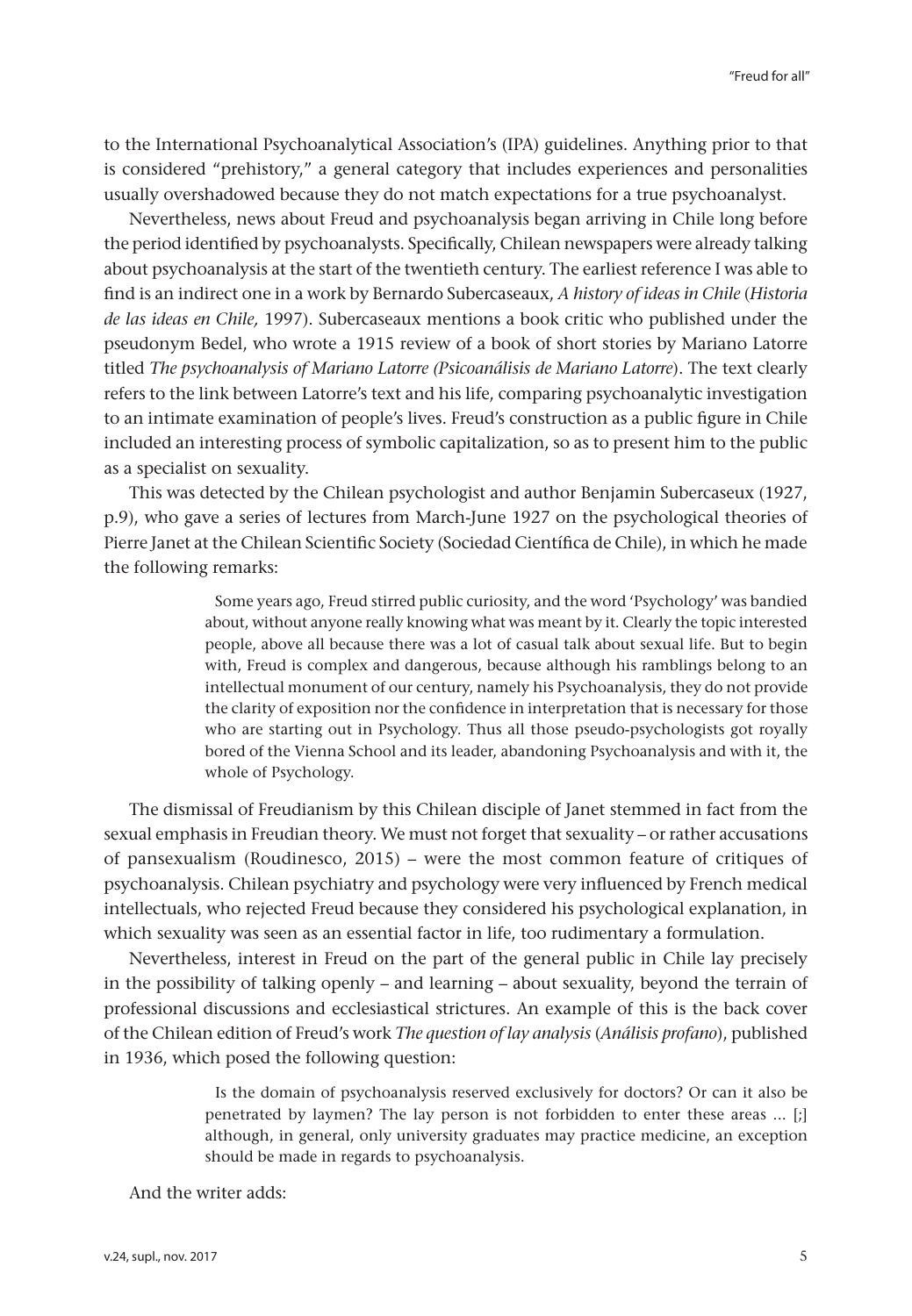to the International Psychoanalytical Association's (IPA) guidelines. Anything prior to that is considered "prehistory," a general category that includes experiences and personalities usually overshadowed because they do not match expectations for a true psychoanalyst.

Nevertheless, news about Freud and psychoanalysis began arriving in Chile long before the period identified by psychoanalysts. Specifically, Chilean newspapers were already talking about psychoanalysis at the start of the twentieth century. The earliest reference I was able to find is an indirect one in a work by Bernardo Subercaseaux, *A history of ideas in Chile* (*Historia de las ideas en Chile,* 1997). Subercaseaux mentions a book critic who published under the pseudonym Bedel, who wrote a 1915 review of a book of short stories by Mariano Latorre titled *The psychoanalysis of Mariano Latorre (Psicoanálisis de Mariano Latorre*). The text clearly refers to the link between Latorre's text and his life, comparing psychoanalytic investigation to an intimate examination of people's lives. Freud's construction as a public figure in Chile included an interesting process of symbolic capitalization, so as to present him to the public as a specialist on sexuality.

This was detected by the Chilean psychologist and author Benjamin Subercaseux (1927, p.9), who gave a series of lectures from March-June 1927 on the psychological theories of Pierre Janet at the Chilean Scientific Society (Sociedad Científica de Chile), in which he made the following remarks:

> Some years ago, Freud stirred public curiosity, and the word 'Psychology' was bandied about, without anyone really knowing what was meant by it. Clearly the topic interested people, above all because there was a lot of casual talk about sexual life. But to begin with, Freud is complex and dangerous, because although his ramblings belong to an intellectual monument of our century, namely his Psychoanalysis, they do not provide the clarity of exposition nor the confidence in interpretation that is necessary for those who are starting out in Psychology. Thus all those pseudo-psychologists got royally bored of the Vienna School and its leader, abandoning Psychoanalysis and with it, the whole of Psychology.

The dismissal of Freudianism by this Chilean disciple of Janet stemmed in fact from the sexual emphasis in Freudian theory. We must not forget that sexuality – or rather accusations of pansexualism (Roudinesco, 2015) – were the most common feature of critiques of psychoanalysis. Chilean psychiatry and psychology were very influenced by French medical intellectuals, who rejected Freud because they considered his psychological explanation, in which sexuality was seen as an essential factor in life, too rudimentary a formulation.

Nevertheless, interest in Freud on the part of the general public in Chile lay precisely in the possibility of talking openly – and learning – about sexuality, beyond the terrain of professional discussions and ecclesiastical strictures. An example of this is the back cover of the Chilean edition of Freud's work *The question of lay analysis* (*Análisis profano*), published in 1936, which posed the following question:

> Is the domain of psychoanalysis reserved exclusively for doctors? Or can it also be penetrated by laymen? The lay person is not forbidden to enter these areas ... [;] although, in general, only university graduates may practice medicine, an exception should be made in regards to psychoanalysis.

And the writer adds: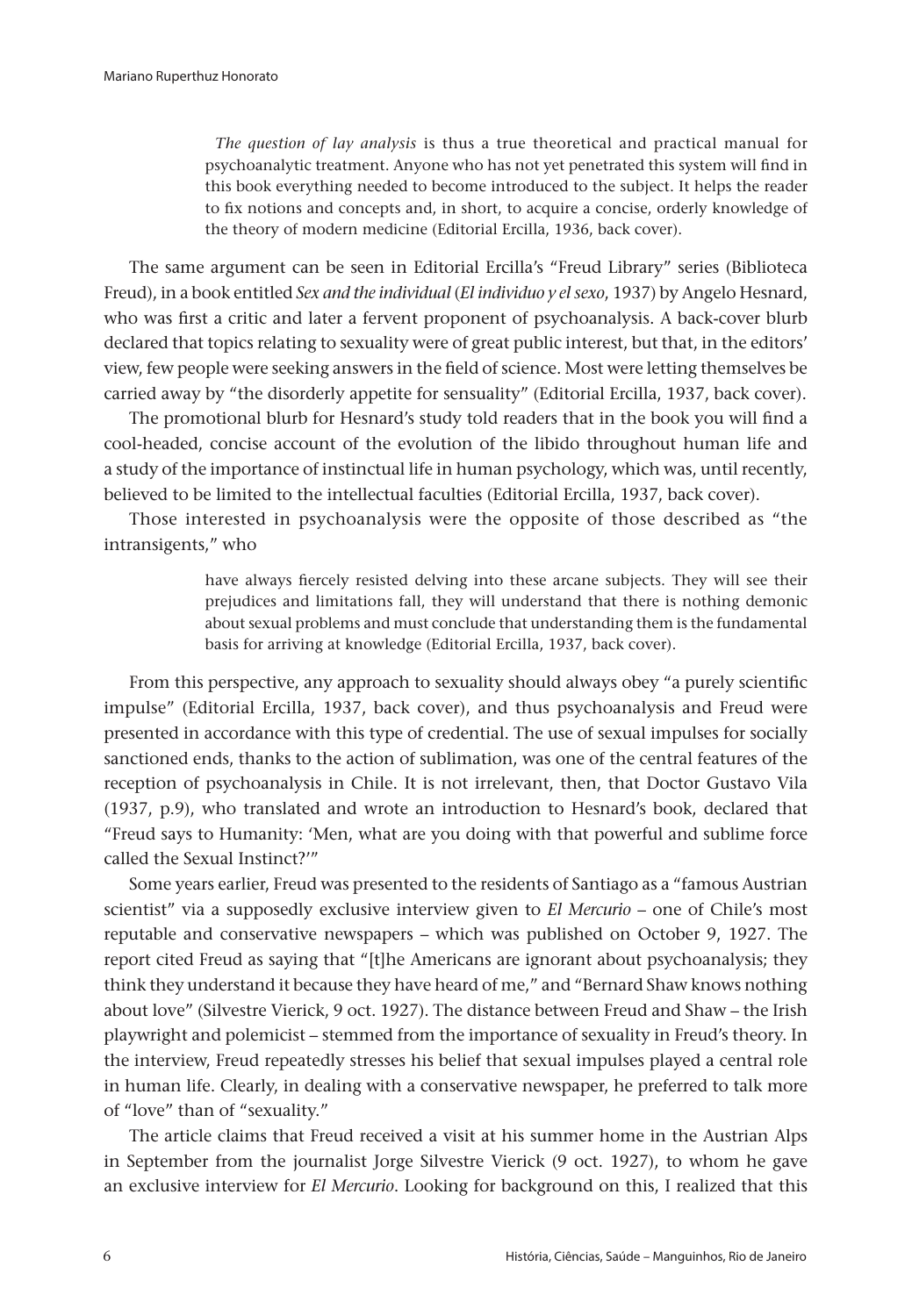> *The question of lay analysis* is thus a true theoretical and practical manual for psychoanalytic treatment. Anyone who has not yet penetrated this system will find in this book everything needed to become introduced to the subject. It helps the reader to fix notions and concepts and, in short, to acquire a concise, orderly knowledge of the theory of modern medicine (Editorial Ercilla, 1936, back cover).

The same argument can be seen in Editorial Ercilla's "Freud Library" series (Biblioteca Freud), in a book entitled *Sex and the individual* (*El individuo y el sexo*, 1937) by Angelo Hesnard, who was first a critic and later a fervent proponent of psychoanalysis. A back-cover blurb declared that topics relating to sexuality were of great public interest, but that, in the editors' view, few people were seeking answers in the field of science. Most were letting themselves be carried away by "the disorderly appetite for sensuality" (Editorial Ercilla, 1937, back cover).

The promotional blurb for Hesnard's study told readers that in the book you will find a cool-headed, concise account of the evolution of the libido throughout human life and a study of the importance of instinctual life in human psychology, which was, until recently, believed to be limited to the intellectual faculties (Editorial Ercilla, 1937, back cover).

Those interested in psychoanalysis were the opposite of those described as "the intransigents," who

> have always fiercely resisted delving into these arcane subjects. They will see their prejudices and limitations fall, they will understand that there is nothing demonic about sexual problems and must conclude that understanding them is the fundamental basis for arriving at knowledge (Editorial Ercilla, 1937, back cover).

From this perspective, any approach to sexuality should always obey "a purely scientific impulse" (Editorial Ercilla, 1937, back cover), and thus psychoanalysis and Freud were presented in accordance with this type of credential. The use of sexual impulses for socially sanctioned ends, thanks to the action of sublimation, was one of the central features of the reception of psychoanalysis in Chile. It is not irrelevant, then, that Doctor Gustavo Vila (1937, p.9), who translated and wrote an introduction to Hesnard's book, declared that "Freud says to Humanity: 'Men, what are you doing with that powerful and sublime force called the Sexual Instinct?'"

Some years earlier, Freud was presented to the residents of Santiago as a "famous Austrian scientist" via a supposedly exclusive interview given to *El Mercurio* – one of Chile's most reputable and conservative newspapers – which was published on October 9, 1927. The report cited Freud as saying that "[t]he Americans are ignorant about psychoanalysis; they think they understand it because they have heard of me," and "Bernard Shaw knows nothing about love" (Silvestre Vierick, 9 oct. 1927). The distance between Freud and Shaw – the Irish playwright and polemicist – stemmed from the importance of sexuality in Freud's theory. In the interview, Freud repeatedly stresses his belief that sexual impulses played a central role in human life. Clearly, in dealing with a conservative newspaper, he preferred to talk more of "love" than of "sexuality."

The article claims that Freud received a visit at his summer home in the Austrian Alps in September from the journalist Jorge Silvestre Vierick (9 oct. 1927), to whom he gave an exclusive interview for *El Mercurio*. Looking for background on this, I realized that this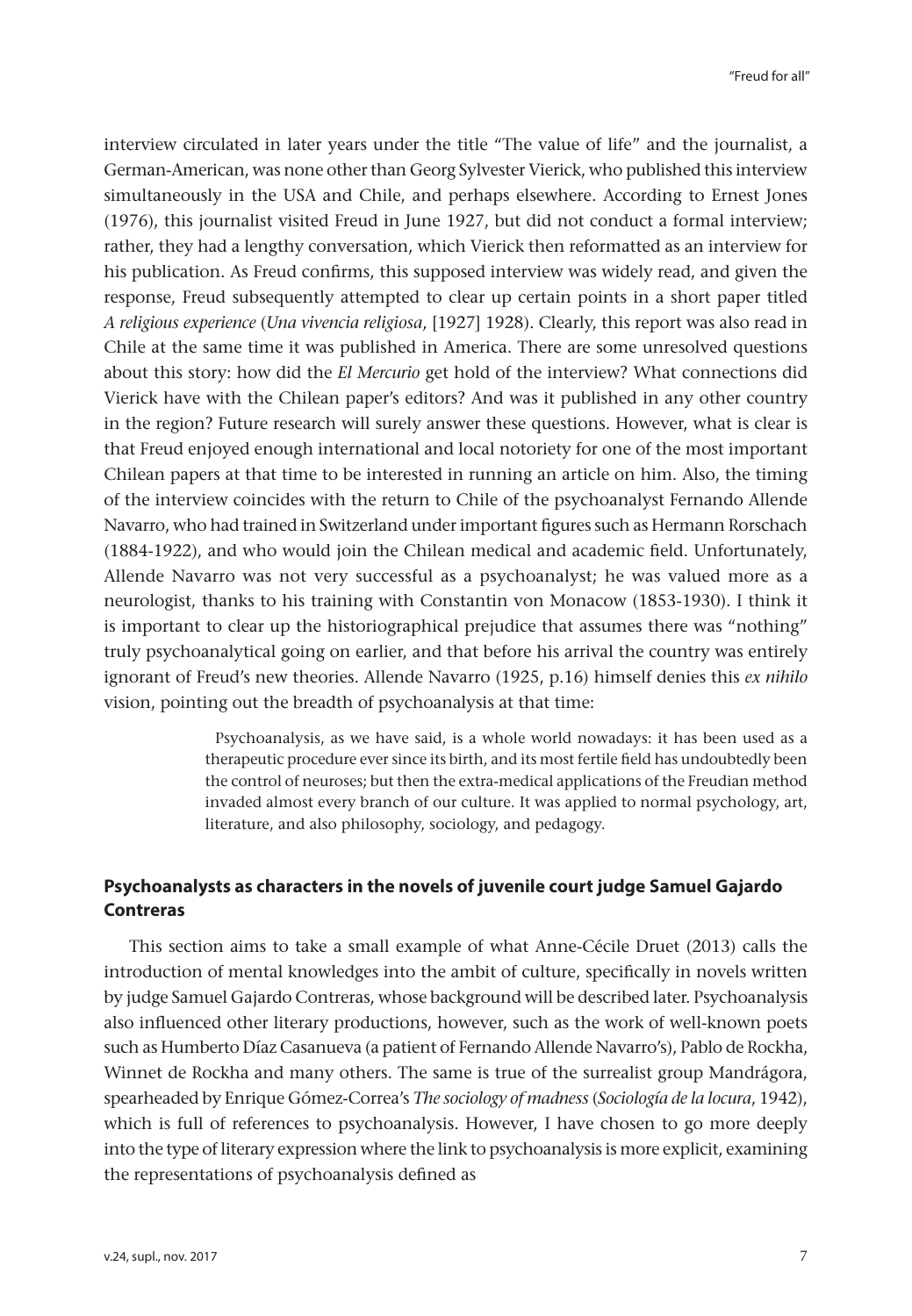interview circulated in later years under the title "The value of life" and the journalist, a German-American, was none other than Georg Sylvester Vierick, who published this interview simultaneously in the USA and Chile, and perhaps elsewhere. According to Ernest Jones (1976), this journalist visited Freud in June 1927, but did not conduct a formal interview; rather, they had a lengthy conversation, which Vierick then reformatted as an interview for his publication. As Freud confirms, this supposed interview was widely read, and given the response, Freud subsequently attempted to clear up certain points in a short paper titled *A religious experience* (*Una vivencia religiosa*, [1927] 1928). Clearly, this report was also read in Chile at the same time it was published in America. There are some unresolved questions about this story: how did the *El Mercurio* get hold of the interview? What connections did Vierick have with the Chilean paper's editors? And was it published in any other country in the region? Future research will surely answer these questions. However, what is clear is that Freud enjoyed enough international and local notoriety for one of the most important Chilean papers at that time to be interested in running an article on him. Also, the timing of the interview coincides with the return to Chile of the psychoanalyst Fernando Allende Navarro, who had trained in Switzerland under important figures such as Hermann Rorschach (1884-1922), and who would join the Chilean medical and academic field. Unfortunately, Allende Navarro was not very successful as a psychoanalyst; he was valued more as a neurologist, thanks to his training with Constantin von Monacow (1853-1930). I think it is important to clear up the historiographical prejudice that assumes there was "nothing" truly psychoanalytical going on earlier, and that before his arrival the country was entirely ignorant of Freud's new theories. Allende Navarro (1925, p.16) himself denies this *ex nihilo* vision, pointing out the breadth of psychoanalysis at that time:

> Psychoanalysis, as we have said, is a whole world nowadays: it has been used as a therapeutic procedure ever since its birth, and its most fertile field has undoubtedly been the control of neuroses; but then the extra-medical applications of the Freudian method invaded almost every branch of our culture. It was applied to normal psychology, art, literature, and also philosophy, sociology, and pedagogy.

## Psychoanalysts as characters in the novels of juvenile court judge Samuel Gajardo Contreras

This section aims to take a small example of what Anne-Cécile Druet (2013) calls the introduction of mental knowledges into the ambit of culture, specifically in novels written by judge Samuel Gajardo Contreras, whose background will be described later. Psychoanalysis also influenced other literary productions, however, such as the work of well-known poets such as Humberto Díaz Casanueva (a patient of Fernando Allende Navarro's), Pablo de Rockha, Winnet de Rockha and many others. The same is true of the surrealist group Mandrágora, spearheaded by Enrique Gómez-Correa's *The sociology of madness* (*Sociología de la locura*, 1942), which is full of references to psychoanalysis. However, I have chosen to go more deeply into the type of literary expression where the link to psychoanalysis is more explicit, examining the representations of psychoanalysis defined as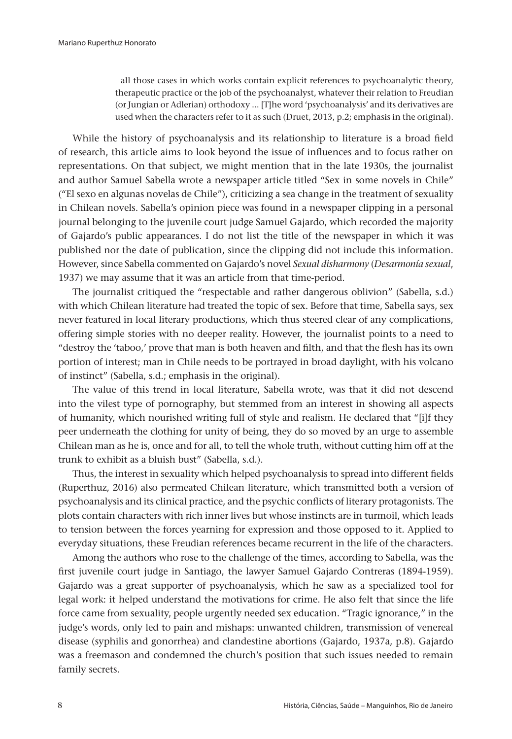> all those cases in which works contain explicit references to psychoanalytic theory, therapeutic practice or the job of the psychoanalyst, whatever their relation to Freudian (or Jungian or Adlerian) orthodoxy ... [T]he word 'psychoanalysis' and its derivatives are used when the characters refer to it as such (Druet, 2013, p.2; emphasis in the original).

While the history of psychoanalysis and its relationship to literature is a broad field of research, this article aims to look beyond the issue of influences and to focus rather on representations. On that subject, we might mention that in the late 1930s, the journalist and author Samuel Sabella wrote a newspaper article titled "Sex in some novels in Chile" ("El sexo en algunas novelas de Chile"), criticizing a sea change in the treatment of sexuality in Chilean novels. Sabella's opinion piece was found in a newspaper clipping in a personal journal belonging to the juvenile court judge Samuel Gajardo, which recorded the majority of Gajardo's public appearances. I do not list the title of the newspaper in which it was published nor the date of publication, since the clipping did not include this information. However, since Sabella commented on Gajardo's novel *Sexual disharmony* (*Desarmonía sexual*, 1937) we may assume that it was an article from that time-period.

The journalist critiqued the "respectable and rather dangerous oblivion" (Sabella, s.d.) with which Chilean literature had treated the topic of sex. Before that time, Sabella says, sex never featured in local literary productions, which thus steered clear of any complications, offering simple stories with no deeper reality. However, the journalist points to a need to "destroy the 'taboo,' prove that man is both heaven and filth, and that the flesh has its own portion of interest; man in Chile needs to be portrayed in broad daylight, with his volcano of instinct" (Sabella, s.d.; emphasis in the original).

The value of this trend in local literature, Sabella wrote, was that it did not descend into the vilest type of pornography, but stemmed from an interest in showing all aspects of humanity, which nourished writing full of style and realism. He declared that "[i]f they peer underneath the clothing for unity of being, they do so moved by an urge to assemble Chilean man as he is, once and for all, to tell the whole truth, without cutting him off at the trunk to exhibit as a bluish bust" (Sabella, s.d.).

Thus, the interest in sexuality which helped psychoanalysis to spread into different fields (Ruperthuz, 2016) also permeated Chilean literature, which transmitted both a version of psychoanalysis and its clinical practice, and the psychic conflicts of literary protagonists. The plots contain characters with rich inner lives but whose instincts are in turmoil, which leads to tension between the forces yearning for expression and those opposed to it. Applied to everyday situations, these Freudian references became recurrent in the life of the characters.

Among the authors who rose to the challenge of the times, according to Sabella, was the first juvenile court judge in Santiago, the lawyer Samuel Gajardo Contreras (1894-1959). Gajardo was a great supporter of psychoanalysis, which he saw as a specialized tool for legal work: it helped understand the motivations for crime. He also felt that since the life force came from sexuality, people urgently needed sex education. "Tragic ignorance," in the judge's words, only led to pain and mishaps: unwanted children, transmission of venereal disease (syphilis and gonorrhea) and clandestine abortions (Gajardo, 1937a, p.8). Gajardo was a freemason and condemned the church's position that such issues needed to remain family secrets.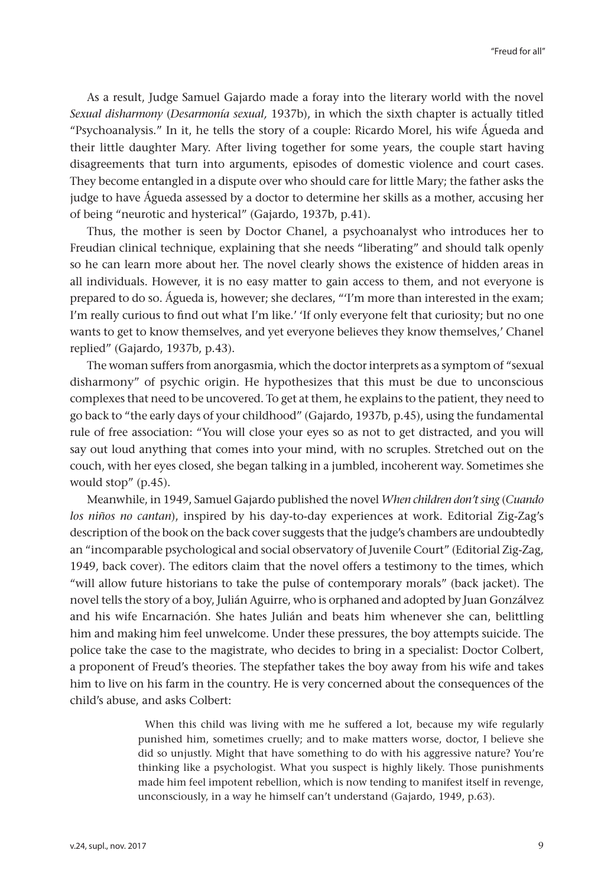As a result, Judge Samuel Gajardo made a foray into the literary world with the novel *Sexual disharmony* (*Desarmonía sexual,* 1937b), in which the sixth chapter is actually titled "Psychoanalysis." In it, he tells the story of a couple: Ricardo Morel, his wife Águeda and their little daughter Mary. After living together for some years, the couple start having disagreements that turn into arguments, episodes of domestic violence and court cases. They become entangled in a dispute over who should care for little Mary; the father asks the judge to have Águeda assessed by a doctor to determine her skills as a mother, accusing her of being "neurotic and hysterical" (Gajardo, 1937b, p.41).

Thus, the mother is seen by Doctor Chanel, a psychoanalyst who introduces her to Freudian clinical technique, explaining that she needs "liberating" and should talk openly so he can learn more about her. The novel clearly shows the existence of hidden areas in all individuals. However, it is no easy matter to gain access to them, and not everyone is prepared to do so. Águeda is, however; she declares, "'I'm more than interested in the exam; I'm really curious to find out what I'm like.' 'If only everyone felt that curiosity; but no one wants to get to know themselves, and yet everyone believes they know themselves,' Chanel replied" (Gajardo, 1937b, p.43).

The woman suffers from anorgasmia, which the doctor interprets as a symptom of "sexual disharmony" of psychic origin. He hypothesizes that this must be due to unconscious complexes that need to be uncovered. To get at them, he explains to the patient, they need to go back to "the early days of your childhood" (Gajardo, 1937b, p.45), using the fundamental rule of free association: "You will close your eyes so as not to get distracted, and you will say out loud anything that comes into your mind, with no scruples. Stretched out on the couch, with her eyes closed, she began talking in a jumbled, incoherent way. Sometimes she would stop" (p.45).

Meanwhile, in 1949, Samuel Gajardo published the novel *When children don't sing* (*Cuando los niños no cantan*), inspired by his day-to-day experiences at work. Editorial Zig-Zag's description of the book on the back cover suggests that the judge's chambers are undoubtedly an "incomparable psychological and social observatory of Juvenile Court" (Editorial Zig-Zag, 1949, back cover). The editors claim that the novel offers a testimony to the times, which "will allow future historians to take the pulse of contemporary morals" (back jacket). The novel tells the story of a boy, Julián Aguirre, who is orphaned and adopted by Juan Gonzálvez and his wife Encarnación. She hates Julián and beats him whenever she can, belittling him and making him feel unwelcome. Under these pressures, the boy attempts suicide. The police take the case to the magistrate, who decides to bring in a specialist: Doctor Colbert, a proponent of Freud's theories. The stepfather takes the boy away from his wife and takes him to live on his farm in the country. He is very concerned about the consequences of the child's abuse, and asks Colbert:

> When this child was living with me he suffered a lot, because my wife regularly punished him, sometimes cruelly; and to make matters worse, doctor, I believe she did so unjustly. Might that have something to do with his aggressive nature? You're thinking like a psychologist. What you suspect is highly likely. Those punishments made him feel impotent rebellion, which is now tending to manifest itself in revenge, unconsciously, in a way he himself can't understand (Gajardo, 1949, p.63).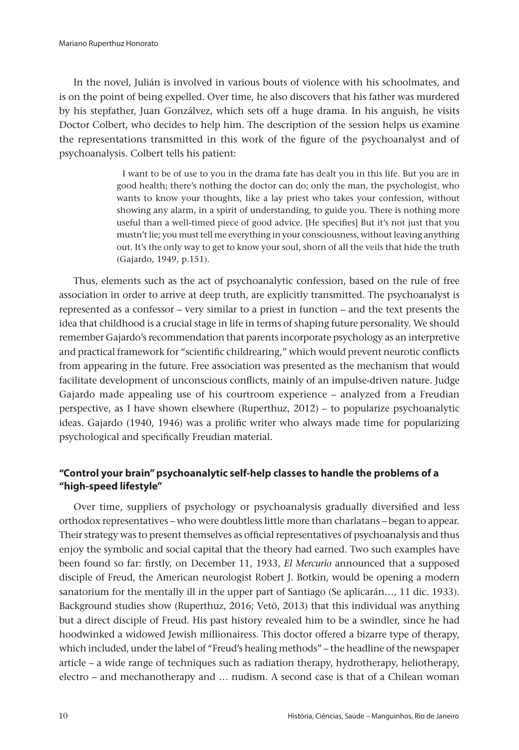In the novel, Julián is involved in various bouts of violence with his schoolmates, and is on the point of being expelled. Over time, he also discovers that his father was murdered by his stepfather, Juan Gonzálvez, which sets off a huge drama. In his anguish, he visits Doctor Colbert, who decides to help him. The description of the session helps us examine the representations transmitted in this work of the figure of the psychoanalyst and of psychoanalysis. Colbert tells his patient:

> I want to be of use to you in the drama fate has dealt you in this life. But you are in good health; there's nothing the doctor can do; only the man, the psychologist, who wants to know your thoughts, like a lay priest who takes your confession, without showing any alarm, in a spirit of understanding, to guide you. There is nothing more useful than a well-timed piece of good advice. [He specifies] But it's not just that you mustn't lie; you must tell me everything in your consciousness, without leaving anything out. It's the only way to get to know your soul, shorn of all the veils that hide the truth (Gajardo, 1949, p.151).

Thus, elements such as the act of psychoanalytic confession, based on the rule of free association in order to arrive at deep truth, are explicitly transmitted. The psychoanalyst is represented as a confessor – very similar to a priest in function – and the text presents the idea that childhood is a crucial stage in life in terms of shaping future personality. We should remember Gajardo's recommendation that parents incorporate psychology as an interpretive and practical framework for "scientific childrearing," which would prevent neurotic conflicts from appearing in the future. Free association was presented as the mechanism that would facilitate development of unconscious conflicts, mainly of an impulse-driven nature. Judge Gajardo made appealing use of his courtroom experience – analyzed from a Freudian perspective, as I have shown elsewhere (Ruperthuz, 2012) – to popularize psychoanalytic ideas. Gajardo (1940, 1946) was a prolific writer who always made time for popularizing psychological and specifically Freudian material.

## "Control your brain" psychoanalytic self-help classes to handle the problems of a "high-speed lifestyle"

Over time, suppliers of psychology or psychoanalysis gradually diversified and less orthodox representatives – who were doubtless little more than charlatans – began to appear. Their strategy was to present themselves as official representatives of psychoanalysis and thus enjoy the symbolic and social capital that the theory had earned. Two such examples have been found so far: firstly, on December 11, 1933, *El Mercurio* announced that a supposed disciple of Freud, the American neurologist Robert J. Botkin, would be opening a modern sanatorium for the mentally ill in the upper part of Santiago (Se aplicarán…, 11 dic. 1933). Background studies show (Ruperthuz, 2016; Vetö, 2013) that this individual was anything but a direct disciple of Freud. His past history revealed him to be a swindler, since he had hoodwinked a widowed Jewish millionairess. This doctor offered a bizarre type of therapy, which included, under the label of "Freud's healing methods" – the headline of the newspaper article – a wide range of techniques such as radiation therapy, hydrotherapy, heliotherapy, electro – and mechanotherapy and … nudism. A second case is that of a Chilean woman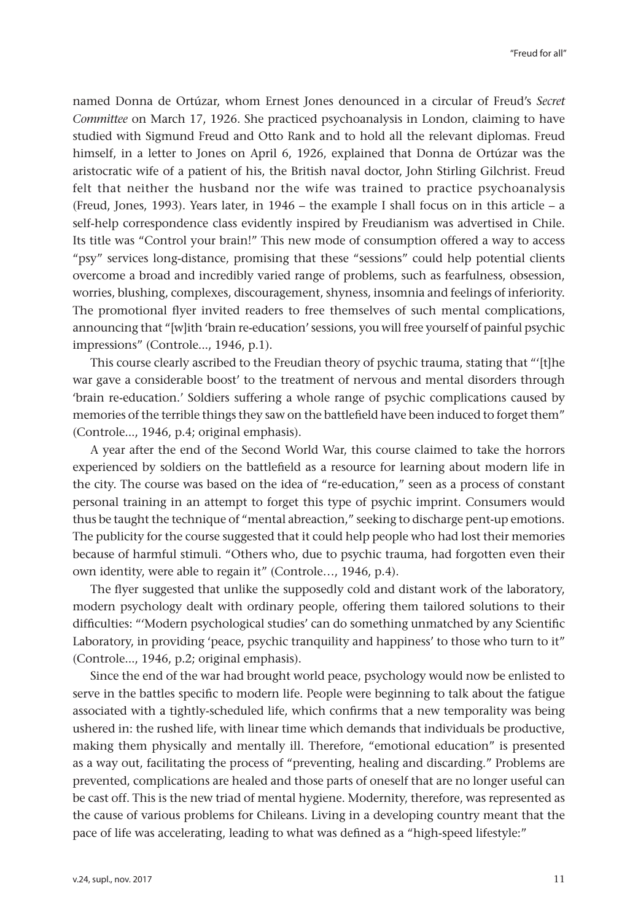named Donna de Ortúzar, whom Ernest Jones denounced in a circular of Freud's *Secret Committee* on March 17, 1926. She practiced psychoanalysis in London, claiming to have studied with Sigmund Freud and Otto Rank and to hold all the relevant diplomas. Freud himself, in a letter to Jones on April 6, 1926, explained that Donna de Ortúzar was the aristocratic wife of a patient of his, the British naval doctor, John Stirling Gilchrist. Freud felt that neither the husband nor the wife was trained to practice psychoanalysis (Freud, Jones, 1993). Years later, in 1946 – the example I shall focus on in this article – a self-help correspondence class evidently inspired by Freudianism was advertised in Chile. Its title was "Control your brain!" This new mode of consumption offered a way to access "psy" services long-distance, promising that these "sessions" could help potential clients overcome a broad and incredibly varied range of problems, such as fearfulness, obsession, worries, blushing, complexes, discouragement, shyness, insomnia and feelings of inferiority. The promotional flyer invited readers to free themselves of such mental complications, announcing that "[w]ith 'brain re-education' sessions, you will free yourself of painful psychic impressions" (Controle..., 1946, p.1).

This course clearly ascribed to the Freudian theory of psychic trauma, stating that "'[t]he war gave a considerable boost' to the treatment of nervous and mental disorders through 'brain re-education.' Soldiers suffering a whole range of psychic complications caused by memories of the terrible things they saw on the battlefield have been induced to forget them" (Controle..., 1946, p.4; original emphasis).

A year after the end of the Second World War, this course claimed to take the horrors experienced by soldiers on the battlefield as a resource for learning about modern life in the city. The course was based on the idea of "re-education," seen as a process of constant personal training in an attempt to forget this type of psychic imprint. Consumers would thus be taught the technique of "mental abreaction," seeking to discharge pent-up emotions. The publicity for the course suggested that it could help people who had lost their memories because of harmful stimuli. "Others who, due to psychic trauma, had forgotten even their own identity, were able to regain it" (Controle…, 1946, p.4).

The flyer suggested that unlike the supposedly cold and distant work of the laboratory, modern psychology dealt with ordinary people, offering them tailored solutions to their difficulties: "'Modern psychological studies' can do something unmatched by any Scientific Laboratory, in providing 'peace, psychic tranquility and happiness' to those who turn to it" (Controle..., 1946, p.2; original emphasis).

Since the end of the war had brought world peace, psychology would now be enlisted to serve in the battles specific to modern life. People were beginning to talk about the fatigue associated with a tightly-scheduled life, which confirms that a new temporality was being ushered in: the rushed life, with linear time which demands that individuals be productive, making them physically and mentally ill. Therefore, "emotional education" is presented as a way out, facilitating the process of "preventing, healing and discarding." Problems are prevented, complications are healed and those parts of oneself that are no longer useful can be cast off. This is the new triad of mental hygiene. Modernity, therefore, was represented as the cause of various problems for Chileans. Living in a developing country meant that the pace of life was accelerating, leading to what was defined as a "high-speed lifestyle:"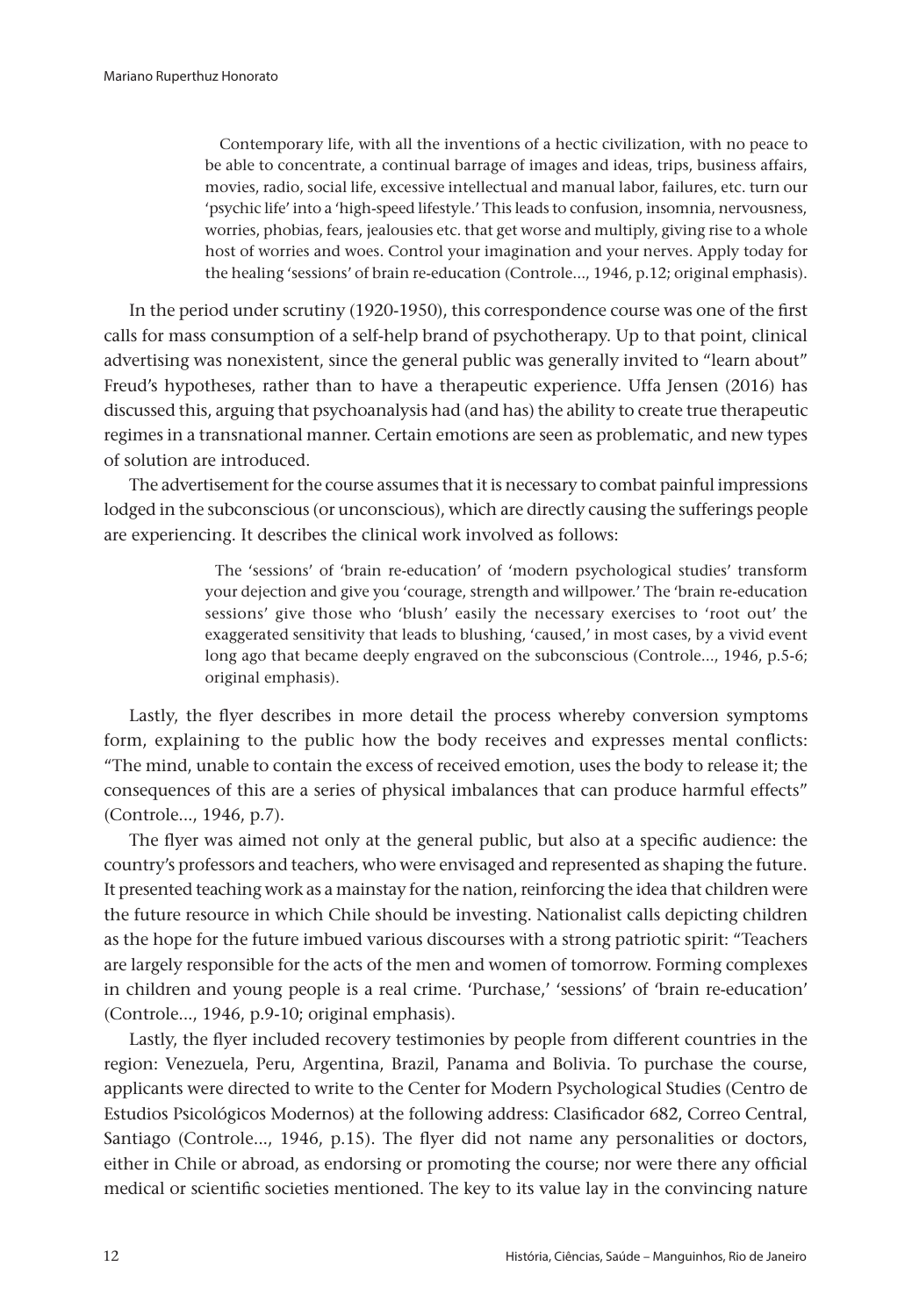> Contemporary life, with all the inventions of a hectic civilization, with no peace to be able to concentrate, a continual barrage of images and ideas, trips, business affairs, movies, radio, social life, excessive intellectual and manual labor, failures, etc. turn our 'psychic life' into a 'high-speed lifestyle.' This leads to confusion, insomnia, nervousness, worries, phobias, fears, jealousies etc. that get worse and multiply, giving rise to a whole host of worries and woes. Control your imagination and your nerves. Apply today for the healing 'sessions' of brain re-education (Controle..., 1946, p.12; original emphasis).

In the period under scrutiny (1920-1950), this correspondence course was one of the first calls for mass consumption of a self-help brand of psychotherapy. Up to that point, clinical advertising was nonexistent, since the general public was generally invited to "learn about" Freud's hypotheses, rather than to have a therapeutic experience. Uffa Jensen (2016) has discussed this, arguing that psychoanalysis had (and has) the ability to create true therapeutic regimes in a transnational manner. Certain emotions are seen as problematic, and new types of solution are introduced.

The advertisement for the course assumes that it is necessary to combat painful impressions lodged in the subconscious (or unconscious), which are directly causing the sufferings people are experiencing. It describes the clinical work involved as follows:

> The 'sessions' of 'brain re-education' of 'modern psychological studies' transform your dejection and give you 'courage, strength and willpower.' The 'brain re-education sessions' give those who 'blush' easily the necessary exercises to 'root out' the exaggerated sensitivity that leads to blushing, 'caused,' in most cases, by a vivid event long ago that became deeply engraved on the subconscious (Controle..., 1946, p.5-6; original emphasis).

Lastly, the flyer describes in more detail the process whereby conversion symptoms form, explaining to the public how the body receives and expresses mental conflicts: "The mind, unable to contain the excess of received emotion, uses the body to release it; the consequences of this are a series of physical imbalances that can produce harmful effects" (Controle..., 1946, p.7).

The flyer was aimed not only at the general public, but also at a specific audience: the country's professors and teachers, who were envisaged and represented as shaping the future. It presented teaching work as a mainstay for the nation, reinforcing the idea that children were the future resource in which Chile should be investing. Nationalist calls depicting children as the hope for the future imbued various discourses with a strong patriotic spirit: "Teachers are largely responsible for the acts of the men and women of tomorrow. Forming complexes in children and young people is a real crime. 'Purchase,' 'sessions' of 'brain re-education' (Controle..., 1946, p.9-10; original emphasis).

Lastly, the flyer included recovery testimonies by people from different countries in the region: Venezuela, Peru, Argentina, Brazil, Panama and Bolivia. To purchase the course, applicants were directed to write to the Center for Modern Psychological Studies (Centro de Estudios Psicológicos Modernos) at the following address: Clasificador 682, Correo Central, Santiago (Controle..., 1946, p.15). The flyer did not name any personalities or doctors, either in Chile or abroad, as endorsing or promoting the course; nor were there any official medical or scientific societies mentioned. The key to its value lay in the convincing nature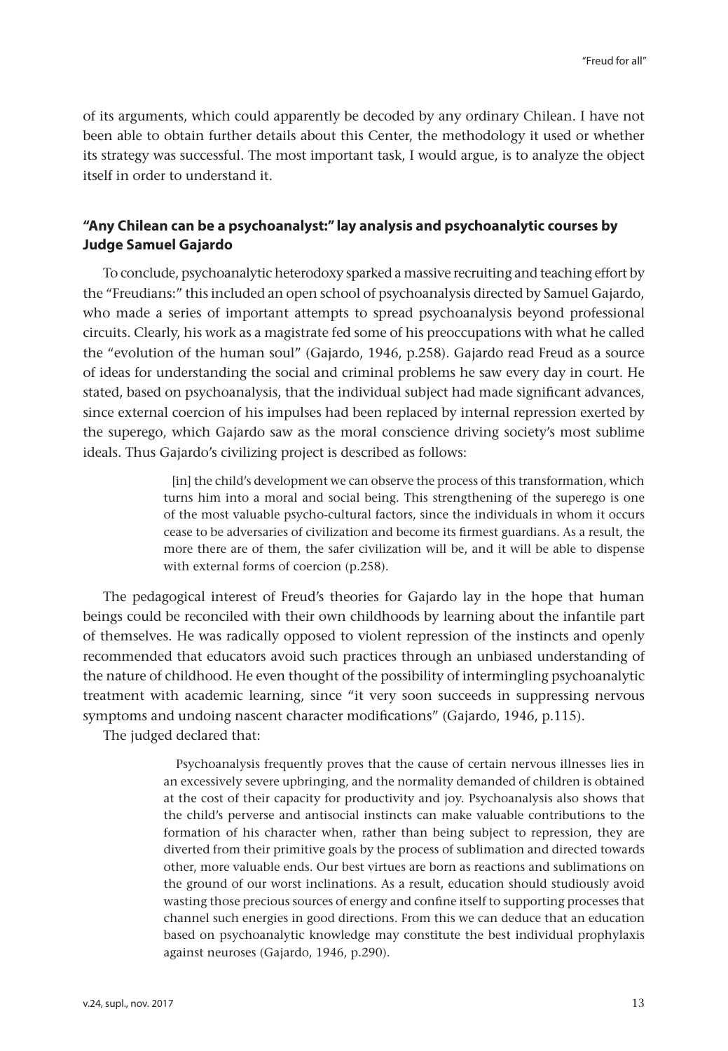of its arguments, which could apparently be decoded by any ordinary Chilean. I have not been able to obtain further details about this Center, the methodology it used or whether its strategy was successful. The most important task, I would argue, is to analyze the object itself in order to understand it.

## "Any Chilean can be a psychoanalyst:" lay analysis and psychoanalytic courses by Judge Samuel Gajardo

To conclude, psychoanalytic heterodoxy sparked a massive recruiting and teaching effort by the "Freudians:" this included an open school of psychoanalysis directed by Samuel Gajardo, who made a series of important attempts to spread psychoanalysis beyond professional circuits. Clearly, his work as a magistrate fed some of his preoccupations with what he called the "evolution of the human soul" (Gajardo, 1946, p.258). Gajardo read Freud as a source of ideas for understanding the social and criminal problems he saw every day in court. He stated, based on psychoanalysis, that the individual subject had made significant advances, since external coercion of his impulses had been replaced by internal repression exerted by the superego, which Gajardo saw as the moral conscience driving society's most sublime ideals. Thus Gajardo's civilizing project is described as follows:

> [in] the child's development we can observe the process of this transformation, which turns him into a moral and social being. This strengthening of the superego is one of the most valuable psycho-cultural factors, since the individuals in whom it occurs cease to be adversaries of civilization and become its firmest guardians. As a result, the more there are of them, the safer civilization will be, and it will be able to dispense with external forms of coercion (p.258).

The pedagogical interest of Freud's theories for Gajardo lay in the hope that human beings could be reconciled with their own childhoods by learning about the infantile part of themselves. He was radically opposed to violent repression of the instincts and openly recommended that educators avoid such practices through an unbiased understanding of the nature of childhood. He even thought of the possibility of intermingling psychoanalytic treatment with academic learning, since "it very soon succeeds in suppressing nervous symptoms and undoing nascent character modifications" (Gajardo, 1946, p.115).

The judged declared that:

> Psychoanalysis frequently proves that the cause of certain nervous illnesses lies in an excessively severe upbringing, and the normality demanded of children is obtained at the cost of their capacity for productivity and joy. Psychoanalysis also shows that the child's perverse and antisocial instincts can make valuable contributions to the formation of his character when, rather than being subject to repression, they are diverted from their primitive goals by the process of sublimation and directed towards other, more valuable ends. Our best virtues are born as reactions and sublimations on the ground of our worst inclinations. As a result, education should studiously avoid wasting those precious sources of energy and confine itself to supporting processes that channel such energies in good directions. From this we can deduce that an education based on psychoanalytic knowledge may constitute the best individual prophylaxis against neuroses (Gajardo, 1946, p.290).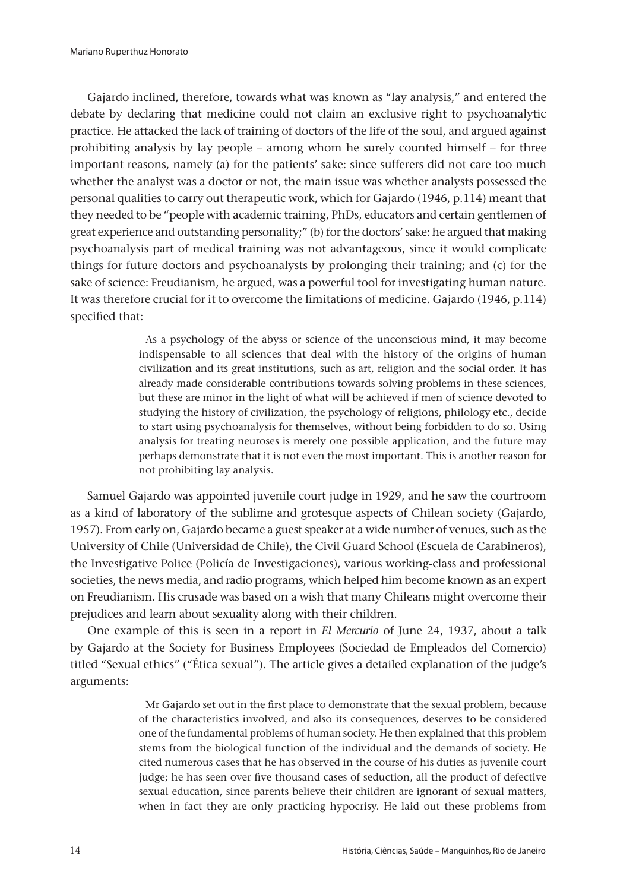Gajardo inclined, therefore, towards what was known as "lay analysis," and entered the debate by declaring that medicine could not claim an exclusive right to psychoanalytic practice. He attacked the lack of training of doctors of the life of the soul, and argued against prohibiting analysis by lay people – among whom he surely counted himself – for three important reasons, namely (a) for the patients' sake: since sufferers did not care too much whether the analyst was a doctor or not, the main issue was whether analysts possessed the personal qualities to carry out therapeutic work, which for Gajardo (1946, p.114) meant that they needed to be "people with academic training, PhDs, educators and certain gentlemen of great experience and outstanding personality;" (b) for the doctors' sake: he argued that making psychoanalysis part of medical training was not advantageous, since it would complicate things for future doctors and psychoanalysts by prolonging their training; and (c) for the sake of science: Freudianism, he argued, was a powerful tool for investigating human nature. It was therefore crucial for it to overcome the limitations of medicine. Gajardo (1946, p.114) specified that:

> As a psychology of the abyss or science of the unconscious mind, it may become indispensable to all sciences that deal with the history of the origins of human civilization and its great institutions, such as art, religion and the social order. It has already made considerable contributions towards solving problems in these sciences, but these are minor in the light of what will be achieved if men of science devoted to studying the history of civilization, the psychology of religions, philology etc., decide to start using psychoanalysis for themselves, without being forbidden to do so. Using analysis for treating neuroses is merely one possible application, and the future may perhaps demonstrate that it is not even the most important. This is another reason for not prohibiting lay analysis.

Samuel Gajardo was appointed juvenile court judge in 1929, and he saw the courtroom as a kind of laboratory of the sublime and grotesque aspects of Chilean society (Gajardo, 1957). From early on, Gajardo became a guest speaker at a wide number of venues, such as the University of Chile (Universidad de Chile), the Civil Guard School (Escuela de Carabineros), the Investigative Police (Policía de Investigaciones), various working-class and professional societies, the news media, and radio programs, which helped him become known as an expert on Freudianism. His crusade was based on a wish that many Chileans might overcome their prejudices and learn about sexuality along with their children.

One example of this is seen in a report in *El Mercurio* of June 24, 1937, about a talk by Gajardo at the Society for Business Employees (Sociedad de Empleados del Comercio) titled "Sexual ethics" ("Ética sexual"). The article gives a detailed explanation of the judge's arguments:

> Mr Gajardo set out in the first place to demonstrate that the sexual problem, because of the characteristics involved, and also its consequences, deserves to be considered one of the fundamental problems of human society. He then explained that this problem stems from the biological function of the individual and the demands of society. He cited numerous cases that he has observed in the course of his duties as juvenile court judge; he has seen over five thousand cases of seduction, all the product of defective sexual education, since parents believe their children are ignorant of sexual matters, when in fact they are only practicing hypocrisy. He laid out these problems from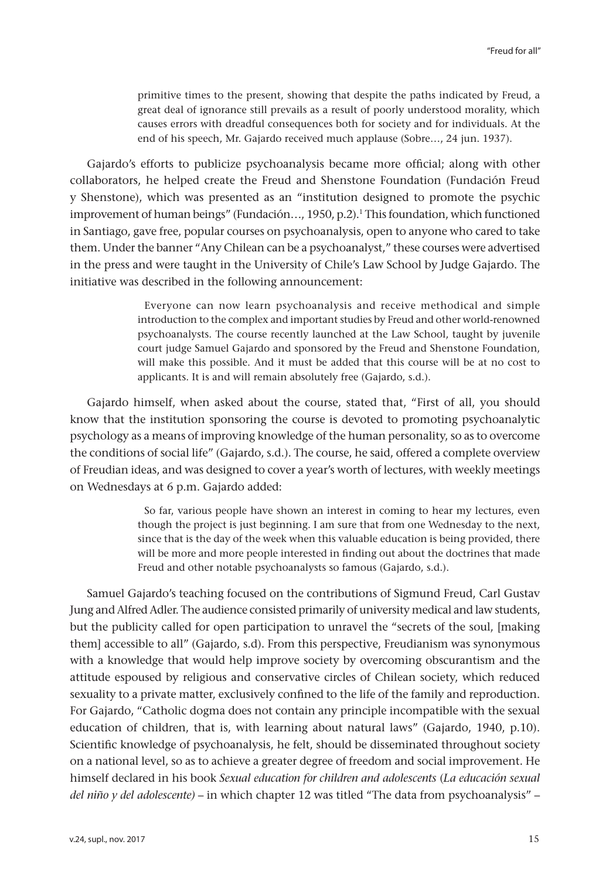> primitive times to the present, showing that despite the paths indicated by Freud, a great deal of ignorance still prevails as a result of poorly understood morality, which causes errors with dreadful consequences both for society and for individuals. At the end of his speech, Mr. Gajardo received much applause (Sobre…, 24 jun. 1937).

Gajardo's efforts to publicize psychoanalysis became more official; along with other collaborators, he helped create the Freud and Shenstone Foundation (Fundación Freud y Shenstone), which was presented as an "institution designed to promote the psychic improvement of human beings" (Fundación…, 1950, p.2).[1] This foundation, which functioned in Santiago, gave free, popular courses on psychoanalysis, open to anyone who cared to take them. Under the banner "Any Chilean can be a psychoanalyst," these courses were advertised in the press and were taught in the University of Chile's Law School by Judge Gajardo. The initiative was described in the following announcement:

> Everyone can now learn psychoanalysis and receive methodical and simple introduction to the complex and important studies by Freud and other world-renowned psychoanalysts. The course recently launched at the Law School, taught by juvenile court judge Samuel Gajardo and sponsored by the Freud and Shenstone Foundation, will make this possible. And it must be added that this course will be at no cost to applicants. It is and will remain absolutely free (Gajardo, s.d.).

Gajardo himself, when asked about the course, stated that, "First of all, you should know that the institution sponsoring the course is devoted to promoting psychoanalytic psychology as a means of improving knowledge of the human personality, so as to overcome the conditions of social life" (Gajardo, s.d.). The course, he said, offered a complete overview of Freudian ideas, and was designed to cover a year's worth of lectures, with weekly meetings on Wednesdays at 6 p.m. Gajardo added:

> So far, various people have shown an interest in coming to hear my lectures, even though the project is just beginning. I am sure that from one Wednesday to the next, since that is the day of the week when this valuable education is being provided, there will be more and more people interested in finding out about the doctrines that made Freud and other notable psychoanalysts so famous (Gajardo, s.d.).

Samuel Gajardo's teaching focused on the contributions of Sigmund Freud, Carl Gustav Jung and Alfred Adler. The audience consisted primarily of university medical and law students, but the publicity called for open participation to unravel the "secrets of the soul, [making them] accessible to all" (Gajardo, s.d). From this perspective, Freudianism was synonymous with a knowledge that would help improve society by overcoming obscurantism and the attitude espoused by religious and conservative circles of Chilean society, which reduced sexuality to a private matter, exclusively confined to the life of the family and reproduction. For Gajardo, "Catholic dogma does not contain any principle incompatible with the sexual education of children, that is, with learning about natural laws" (Gajardo, 1940, p.10). Scientific knowledge of psychoanalysis, he felt, should be disseminated throughout society on a national level, so as to achieve a greater degree of freedom and social improvement. He himself declared in his book *Sexual education for children and adolescents* (*La educación sexual del niño y del adolescente)* – in which chapter 12 was titled "The data from psychoanalysis" –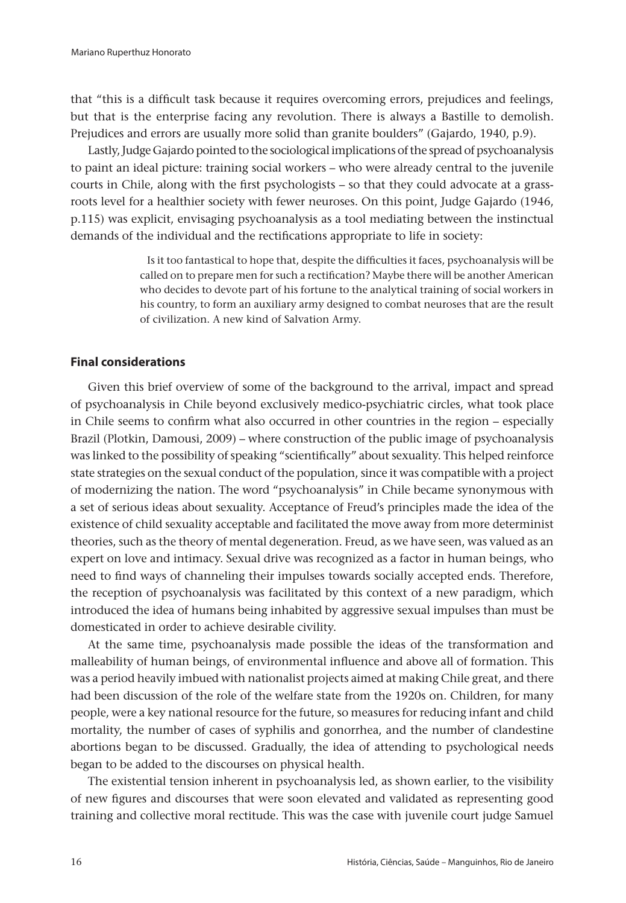that "this is a difficult task because it requires overcoming errors, prejudices and feelings, but that is the enterprise facing any revolution. There is always a Bastille to demolish. Prejudices and errors are usually more solid than granite boulders" (Gajardo, 1940, p.9).

Lastly, Judge Gajardo pointed to the sociological implications of the spread of psychoanalysis to paint an ideal picture: training social workers – who were already central to the juvenile courts in Chile, along with the first psychologists – so that they could advocate at a grass-roots level for a healthier society with fewer neuroses. On this point, Judge Gajardo (1946, p.115) was explicit, envisaging psychoanalysis as a tool mediating between the instinctual demands of the individual and the rectifications appropriate to life in society:

> Is it too fantastical to hope that, despite the difficulties it faces, psychoanalysis will be called on to prepare men for such a rectification? Maybe there will be another American who decides to devote part of his fortune to the analytical training of social workers in his country, to form an auxiliary army designed to combat neuroses that are the result of civilization. A new kind of Salvation Army.

## Final considerations

Given this brief overview of some of the background to the arrival, impact and spread of psychoanalysis in Chile beyond exclusively medico-psychiatric circles, what took place in Chile seems to confirm what also occurred in other countries in the region – especially Brazil (Plotkin, Damousi, 2009) – where construction of the public image of psychoanalysis was linked to the possibility of speaking "scientifically" about sexuality. This helped reinforce state strategies on the sexual conduct of the population, since it was compatible with a project of modernizing the nation. The word "psychoanalysis" in Chile became synonymous with a set of serious ideas about sexuality. Acceptance of Freud's principles made the idea of the existence of child sexuality acceptable and facilitated the move away from more determinist theories, such as the theory of mental degeneration. Freud, as we have seen, was valued as an expert on love and intimacy. Sexual drive was recognized as a factor in human beings, who need to find ways of channeling their impulses towards socially accepted ends. Therefore, the reception of psychoanalysis was facilitated by this context of a new paradigm, which introduced the idea of humans being inhabited by aggressive sexual impulses than must be domesticated in order to achieve desirable civility.

At the same time, psychoanalysis made possible the ideas of the transformation and malleability of human beings, of environmental influence and above all of formation. This was a period heavily imbued with nationalist projects aimed at making Chile great, and there had been discussion of the role of the welfare state from the 1920s on. Children, for many people, were a key national resource for the future, so measures for reducing infant and child mortality, the number of cases of syphilis and gonorrhea, and the number of clandestine abortions began to be discussed. Gradually, the idea of attending to psychological needs began to be added to the discourses on physical health.

The existential tension inherent in psychoanalysis led, as shown earlier, to the visibility of new figures and discourses that were soon elevated and validated as representing good training and collective moral rectitude. This was the case with juvenile court judge Samuel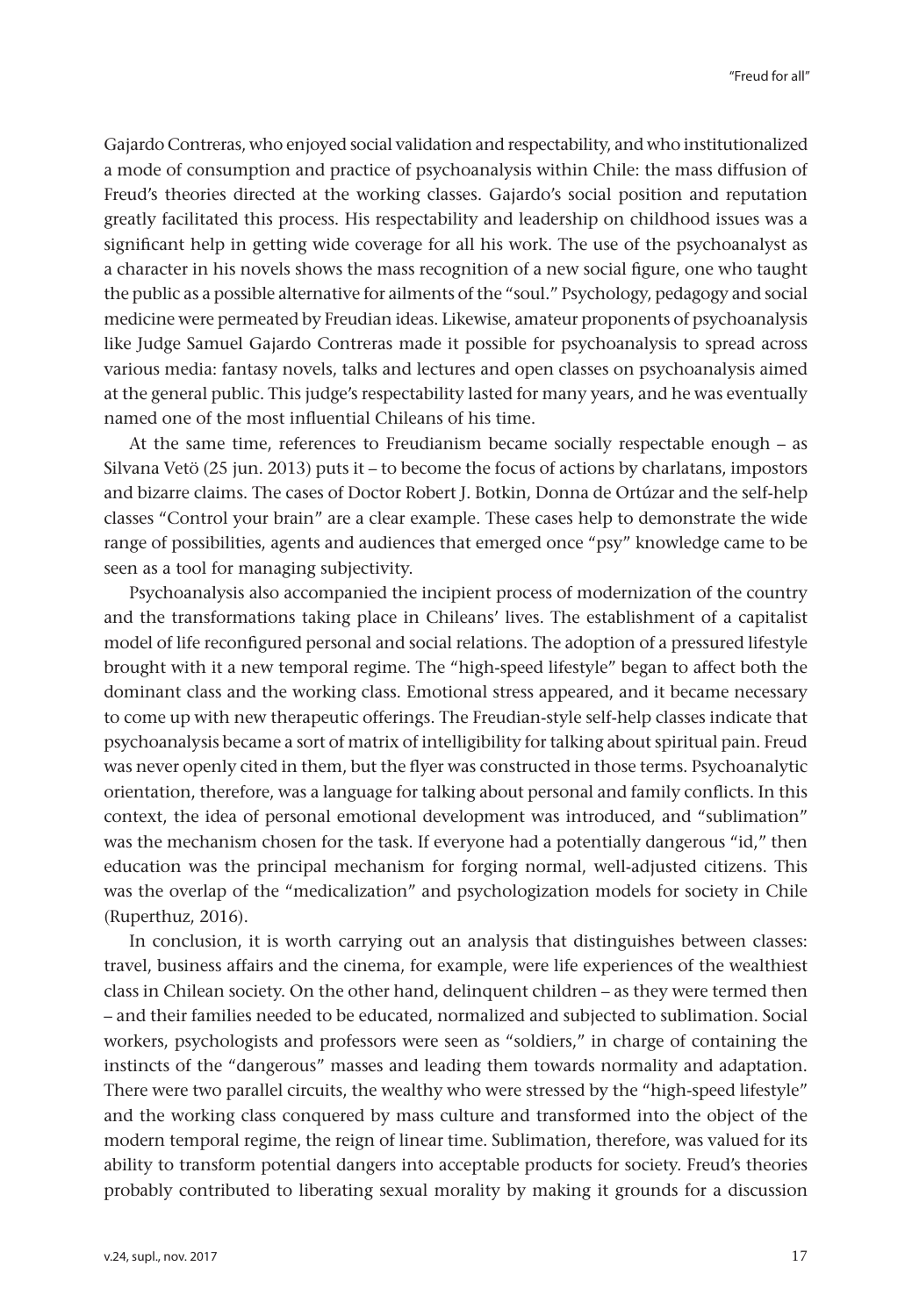Gajardo Contreras, who enjoyed social validation and respectability, and who institutionalized a mode of consumption and practice of psychoanalysis within Chile: the mass diffusion of Freud's theories directed at the working classes. Gajardo's social position and reputation greatly facilitated this process. His respectability and leadership on childhood issues was a significant help in getting wide coverage for all his work. The use of the psychoanalyst as a character in his novels shows the mass recognition of a new social figure, one who taught the public as a possible alternative for ailments of the "soul." Psychology, pedagogy and social medicine were permeated by Freudian ideas. Likewise, amateur proponents of psychoanalysis like Judge Samuel Gajardo Contreras made it possible for psychoanalysis to spread across various media: fantasy novels, talks and lectures and open classes on psychoanalysis aimed at the general public. This judge's respectability lasted for many years, and he was eventually named one of the most influential Chileans of his time.

At the same time, references to Freudianism became socially respectable enough – as Silvana Vetö (25 jun. 2013) puts it – to become the focus of actions by charlatans, impostors and bizarre claims. The cases of Doctor Robert J. Botkin, Donna de Ortúzar and the self-help classes "Control your brain" are a clear example. These cases help to demonstrate the wide range of possibilities, agents and audiences that emerged once "psy" knowledge came to be seen as a tool for managing subjectivity.

Psychoanalysis also accompanied the incipient process of modernization of the country and the transformations taking place in Chileans' lives. The establishment of a capitalist model of life reconfigured personal and social relations. The adoption of a pressured lifestyle brought with it a new temporal regime. The "high-speed lifestyle" began to affect both the dominant class and the working class. Emotional stress appeared, and it became necessary to come up with new therapeutic offerings. The Freudian-style self-help classes indicate that psychoanalysis became a sort of matrix of intelligibility for talking about spiritual pain. Freud was never openly cited in them, but the flyer was constructed in those terms. Psychoanalytic orientation, therefore, was a language for talking about personal and family conflicts. In this context, the idea of personal emotional development was introduced, and "sublimation" was the mechanism chosen for the task. If everyone had a potentially dangerous "id," then education was the principal mechanism for forging normal, well-adjusted citizens. This was the overlap of the "medicalization" and psychologization models for society in Chile (Ruperthuz, 2016).

In conclusion, it is worth carrying out an analysis that distinguishes between classes: travel, business affairs and the cinema, for example, were life experiences of the wealthiest class in Chilean society. On the other hand, delinquent children – as they were termed then – and their families needed to be educated, normalized and subjected to sublimation. Social workers, psychologists and professors were seen as "soldiers," in charge of containing the instincts of the "dangerous" masses and leading them towards normality and adaptation. There were two parallel circuits, the wealthy who were stressed by the "high-speed lifestyle" and the working class conquered by mass culture and transformed into the object of the modern temporal regime, the reign of linear time. Sublimation, therefore, was valued for its ability to transform potential dangers into acceptable products for society. Freud's theories probably contributed to liberating sexual morality by making it grounds for a discussion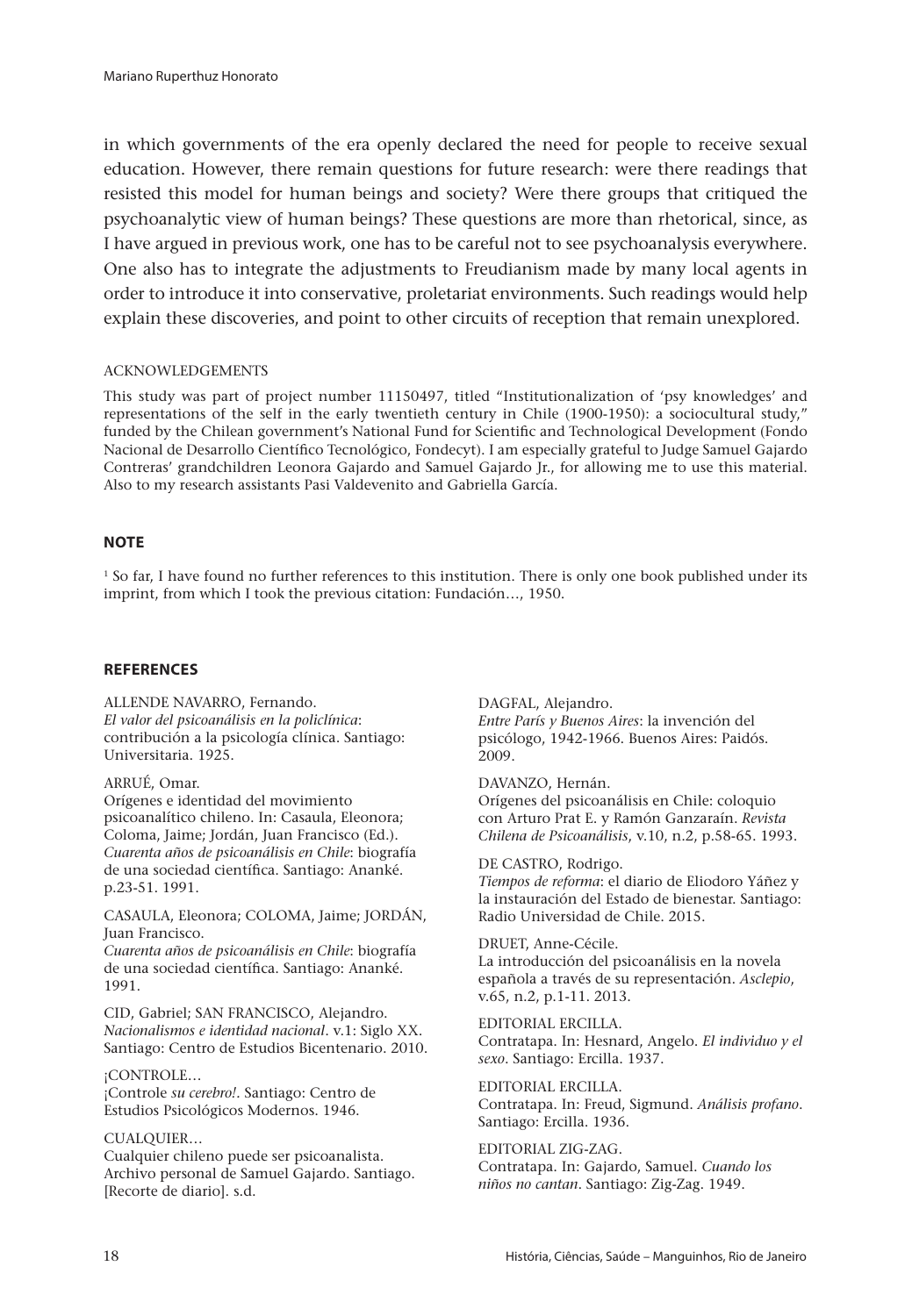in which governments of the era openly declared the need for people to receive sexual education. However, there remain questions for future research: were there readings that resisted this model for human beings and society? Were there groups that critiqued the psychoanalytic view of human beings? These questions are more than rhetorical, since, as I have argued in previous work, one has to be careful not to see psychoanalysis everywhere. One also has to integrate the adjustments to Freudianism made by many local agents in order to introduce it into conservative, proletariat environments. Such readings would help explain these discoveries, and point to other circuits of reception that remain unexplored.

ACKNOWLEDGEMENTS

This study was part of project number 11150497, titled "Institutionalization of 'psy knowledges' and representations of the self in the early twentieth century in Chile (1900-1950): a sociocultural study," funded by the Chilean government's National Fund for Scientific and Technological Development (Fondo Nacional de Desarrollo Científico Tecnológico, Fondecyt). I am especially grateful to Judge Samuel Gajardo Contreras' grandchildren Leonora Gajardo and Samuel Gajardo Jr., for allowing me to use this material. Also to my research assistants Pasi Valdevenito and Gabriella García.

## NOTE

[1] So far, I have found no further references to this institution. There is only one book published under its imprint, from which I took the previous citation: Fundación…, 1950.

## REFERENCES

ALLENDE NAVARRO, Fernando.
*El valor del psicoanálisis en la policlínica*: contribución a la psicología clínica. Santiago: Universitaria. 1925.

ARRUÉ, Omar.
Orígenes e identidad del movimiento psicoanalítico chileno. In: Casaula, Eleonora; Coloma, Jaime; Jordán, Juan Francisco (Ed.). *Cuarenta años de psicoanálisis en Chile*: biografía de una sociedad científica. Santiago: Ananké. p.23-51. 1991.

CASAULA, Eleonora; COLOMA, Jaime; JORDÁN, Juan Francisco.
*Cuarenta años de psicoanálisis en Chile*: biografía de una sociedad científica. Santiago: Ananké. 1991.

CID, Gabriel; SAN FRANCISCO, Alejandro.
*Nacionalismos e identidad nacional*. v.1: Siglo XX. Santiago: Centro de Estudios Bicentenario. 2010.

¡CONTROLE…
¡Controle *su cerebro!*. Santiago: Centro de Estudios Psicológicos Modernos. 1946.

CUALQUIER…
Cualquier chileno puede ser psicoanalista. Archivo personal de Samuel Gajardo. Santiago. [Recorte de diario]. s.d.

DAGFAL, Alejandro.
*Entre París y Buenos Aires*: la invención del psicólogo, 1942-1966. Buenos Aires: Paidós. 2009.

DAVANZO, Hernán.
Orígenes del psicoanálisis en Chile: coloquio con Arturo Prat E. y Ramón Ganzaraín. *Revista Chilena de Psicoanálisis*, v.10, n.2, p.58-65. 1993.

DE CASTRO, Rodrigo.
*Tiempos de reforma*: el diario de Eliodoro Yáñez y la instauración del Estado de bienestar. Santiago: Radio Universidad de Chile. 2015.

DRUET, Anne-Cécile.
La introducción del psicoanálisis en la novela española a través de su representación. *Asclepio*, v.65, n.2, p.1-11. 2013.

EDITORIAL ERCILLA.
Contratapa. In: Hesnard, Angelo. *El individuo y el sexo*. Santiago: Ercilla. 1937.

EDITORIAL ERCILLA.
Contratapa. In: Freud, Sigmund. *Análisis profano*. Santiago: Ercilla. 1936.

EDITORIAL ZIG-ZAG.
Contratapa. In: Gajardo, Samuel. *Cuando los niños no cantan*. Santiago: Zig-Zag. 1949.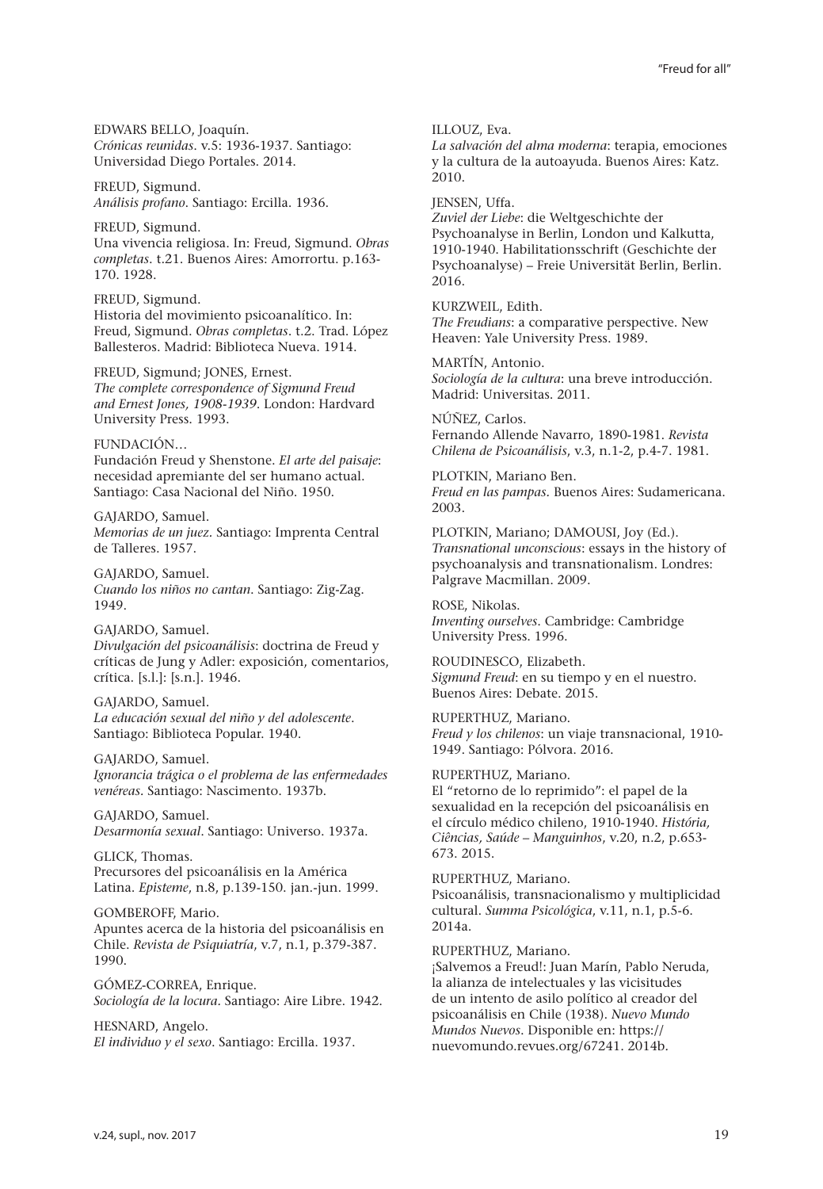EDWARS BELLO, Joaquín.
*Crónicas reunidas*. v.5: 1936-1937. Santiago: Universidad Diego Portales. 2014.

FREUD, Sigmund.
*Análisis profano*. Santiago: Ercilla. 1936.

FREUD, Sigmund.
Una vivencia religiosa. In: Freud, Sigmund. *Obras completas*. t.21. Buenos Aires: Amorrortu. p.163-170. 1928.

FREUD, Sigmund.
Historia del movimiento psicoanalítico. In: Freud, Sigmund. *Obras completas*. t.2. Trad. López Ballesteros. Madrid: Biblioteca Nueva. 1914.

FREUD, Sigmund; JONES, Ernest.
*The complete correspondence of Sigmund Freud and Ernest Jones, 1908-1939*. London: Hardvard University Press. 1993.

FUNDACIÓN…
Fundación Freud y Shenstone. *El arte del paisaje*: necesidad apremiante del ser humano actual. Santiago: Casa Nacional del Niño. 1950.

GAJARDO, Samuel.
*Memorias de un juez*. Santiago: Imprenta Central de Talleres. 1957.

GAJARDO, Samuel.
*Cuando los niños no cantan*. Santiago: Zig-Zag. 1949.

GAJARDO, Samuel.
*Divulgación del psicoanálisis*: doctrina de Freud y críticas de Jung y Adler: exposición, comentarios, crítica. [s.l.]: [s.n.]. 1946.

GAJARDO, Samuel.
*La educación sexual del niño y del adolescente*. Santiago: Biblioteca Popular. 1940.

GAJARDO, Samuel.
*Ignorancia trágica o el problema de las enfermedades venéreas*. Santiago: Nascimento. 1937b.

GAJARDO, Samuel.
*Desarmonía sexual*. Santiago: Universo. 1937a.

GLICK, Thomas.
Precursores del psicoanálisis en la América Latina. *Episteme*, n.8, p.139-150. jan.-jun. 1999.

GOMBEROFF, Mario.
Apuntes acerca de la historia del psicoanálisis en Chile. *Revista de Psiquiatría*, v.7, n.1, p.379-387. 1990.

GÓMEZ-CORREA, Enrique.
*Sociología de la locura*. Santiago: Aire Libre. 1942.

HESNARD, Angelo.
*El individuo y el sexo*. Santiago: Ercilla. 1937.

ILLOUZ, Eva.
*La salvación del alma moderna*: terapia, emociones y la cultura de la autoayuda. Buenos Aires: Katz. 2010.

JENSEN, Uffa.
*Zuviel der Liebe*: die Weltgeschichte der Psychoanalyse in Berlin, London und Kalkutta, 1910-1940. Habilitationsschrift (Geschichte der Psychoanalyse) – Freie Universität Berlin, Berlin. 2016.

KURZWEIL, Edith.
*The Freudians*: a comparative perspective. New Heaven: Yale University Press. 1989.

MARTÍN, Antonio.
*Sociología de la cultura*: una breve introducción. Madrid: Universitas. 2011.

NÚÑEZ, Carlos.
Fernando Allende Navarro, 1890-1981. *Revista Chilena de Psicoanálisis*, v.3, n.1-2, p.4-7. 1981.

PLOTKIN, Mariano Ben.
*Freud en las pampas*. Buenos Aires: Sudamericana. 2003.

PLOTKIN, Mariano; DAMOUSI, Joy (Ed.).
*Transnational unconscious*: essays in the history of psychoanalysis and transnationalism. Londres: Palgrave Macmillan. 2009.

ROSE, Nikolas.
*Inventing ourselves*. Cambridge: Cambridge University Press. 1996.

ROUDINESCO, Elizabeth.
*Sigmund Freud*: en su tiempo y en el nuestro. Buenos Aires: Debate. 2015.

RUPERTHUZ, Mariano.
*Freud y los chilenos*: un viaje transnacional, 1910-1949. Santiago: Pólvora. 2016.

RUPERTHUZ, Mariano.
El "retorno de lo reprimido": el papel de la sexualidad en la recepción del psicoanálisis en el círculo médico chileno, 1910-1940. *História, Ciências, Saúde – Manguinhos*, v.20, n.2, p.653-673. 2015.

RUPERTHUZ, Mariano.
Psicoanálisis, transnacionalismo y multiplicidad cultural. *Summa Psicológica*, v.11, n.1, p.5-6. 2014a.

RUPERTHUZ, Mariano.
¡Salvemos a Freud!: Juan Marín, Pablo Neruda, la alianza de intelectuales y las vicisitudes de un intento de asilo político al creador del psicoanálisis en Chile (1938). *Nuevo Mundo Mundos Nuevos*. Disponible en: https://nuevomundo.revues.org/67241. 2014b.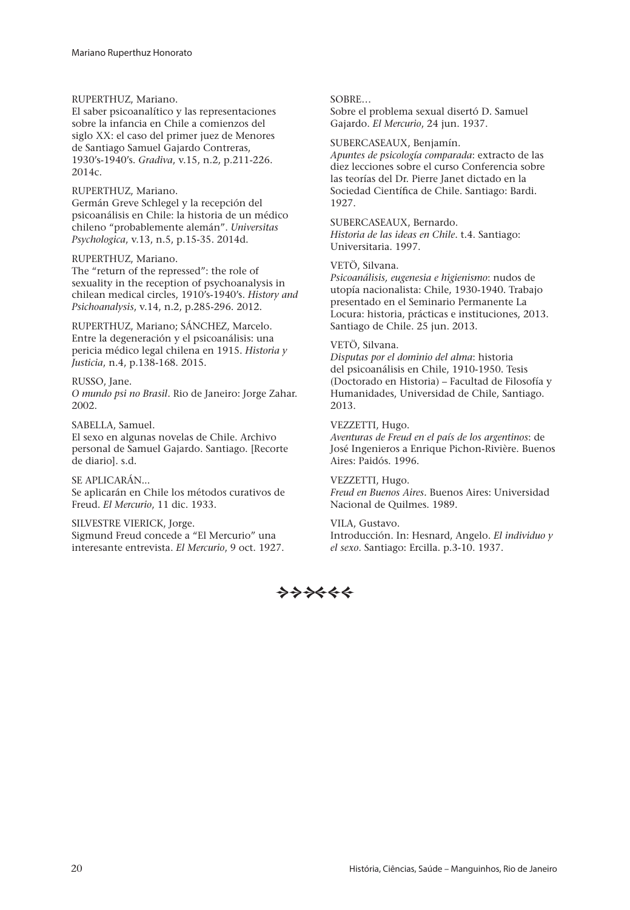RUPERTHUZ, Mariano.
El saber psicoanalítico y las representaciones sobre la infancia en Chile a comienzos del siglo XX: el caso del primer juez de Menores de Santiago Samuel Gajardo Contreras, 1930's-1940's. *Gradiva*, v.15, n.2, p.211-226. 2014c.

RUPERTHUZ, Mariano.
Germán Greve Schlegel y la recepción del psicoanálisis en Chile: la historia de un médico chileno "probablemente alemán". *Universitas Psychologica*, v.13, n.5, p.15-35. 2014d.

RUPERTHUZ, Mariano.
The "return of the repressed": the role of sexuality in the reception of psychoanalysis in chilean medical circles, 1910's-1940's. *History and Psichoanalysis*, v.14, n.2, p.285-296. 2012.

RUPERTHUZ, Mariano; SÁNCHEZ, Marcelo.
Entre la degeneración y el psicoanálisis: una pericia médico legal chilena en 1915. *Historia y Justicia*, n.4, p.138-168. 2015.

RUSSO, Jane.
*O mundo psi no Brasil*. Rio de Janeiro: Jorge Zahar. 2002.

SABELLA, Samuel.
El sexo en algunas novelas de Chile. Archivo personal de Samuel Gajardo. Santiago. [Recorte de diario]. s.d.

SE APLICARÁN...
Se aplicarán en Chile los métodos curativos de Freud. *El Mercurio*, 11 dic. 1933.

SILVESTRE VIERICK, Jorge.
Sigmund Freud concede a "El Mercurio" una interesante entrevista. *El Mercurio*, 9 oct. 1927.

SOBRE...
Sobre el problema sexual disertó D. Samuel Gajardo. *El Mercurio*, 24 jun. 1937.

SUBERCASEAUX, Benjamín.
*Apuntes de psicología comparada*: extracto de las diez lecciones sobre el curso Conferencia sobre las teorías del Dr. Pierre Janet dictado en la Sociedad Científica de Chile. Santiago: Bardi. 1927.

SUBERCASEAUX, Bernardo.
*Historia de las ideas en Chile*. t.4. Santiago: Universitaria. 1997.

VETÖ, Silvana.
*Psicoanálisis, eugenesia e higienismo*: nudos de utopía nacionalista: Chile, 1930-1940. Trabajo presentado en el Seminario Permanente La Locura: historia, prácticas e instituciones, 2013. Santiago de Chile. 25 jun. 2013.

VETÖ, Silvana.
*Disputas por el dominio del alma*: historia del psicoanálisis en Chile, 1910-1950. Tesis (Doctorado en Historia) – Facultad de Filosofía y Humanidades, Universidad de Chile, Santiago. 2013.

VEZZETTI, Hugo.
*Aventuras de Freud en el país de los argentinos*: de José Ingenieros a Enrique Pichon-Rivière. Buenos Aires: Paidós. 1996.

VEZZETTI, Hugo.
*Freud en Buenos Aires*. Buenos Aires: Universidad Nacional de Quilmes. 1989.

VILA, Gustavo.
Introducción. In: Hesnard, Angelo. *El individuo y el sexo*. Santiago: Ercilla. p.3-10. 1937.